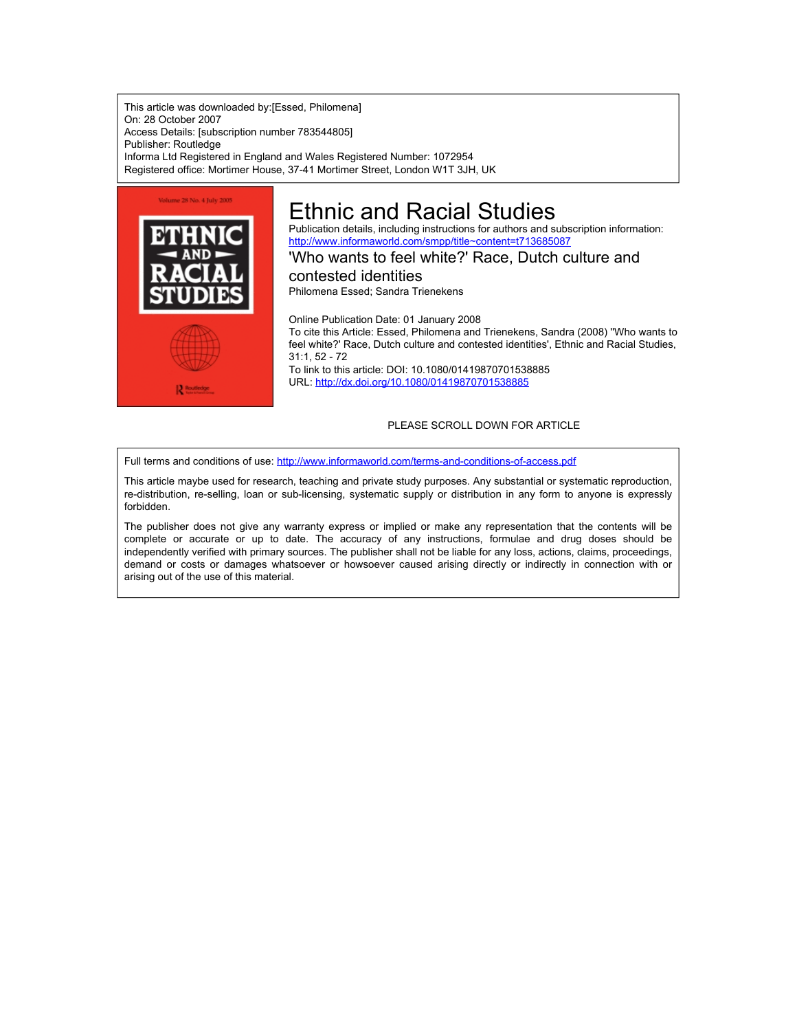This article was downloaded by:[Essed, Philomena]
On: 28 October 2007
Access Details: [subscription number 783544805]
Publisher: Routledge
Informa Ltd Registered in England and Wales Registered Number: 1072954
Registered office: Mortimer House, 37-41 Mortimer Street, London W1T 3JH, UK

# Ethnic and Racial Studies

Publication details, including instructions for authors and subscription information:
http://www.informaworld.com/smpp/title~content=t713685087

## 'Who wants to feel white?' Race, Dutch culture and contested identities

Philomena Essed; Sandra Trienekens

Online Publication Date: 01 January 2008

To cite this Article: Essed, Philomena and Trienekens, Sandra (2008) ''Who wants to feel white?' Race, Dutch culture and contested identities', Ethnic and Racial Studies, 31:1, 52 - 72

To link to this article: DOI: 10.1080/01419870701538885

URL: http://dx.doi.org/10.1080/01419870701538885

PLEASE SCROLL DOWN FOR ARTICLE

Full terms and conditions of use: http://www.informaworld.com/terms-and-conditions-of-access.pdf

This article maybe used for research, teaching and private study purposes. Any substantial or systematic reproduction, re-distribution, re-selling, loan or sub-licensing, systematic supply or distribution in any form to anyone is expressly forbidden.

The publisher does not give any warranty express or implied or make any representation that the contents will be complete or accurate or up to date. The accuracy of any instructions, formulae and drug doses should be independently verified with primary sources. The publisher shall not be liable for any loss, actions, claims, proceedings, demand or costs or damages whatsoever or howsoever caused arising directly or indirectly in connection with or arising out of the use of this material.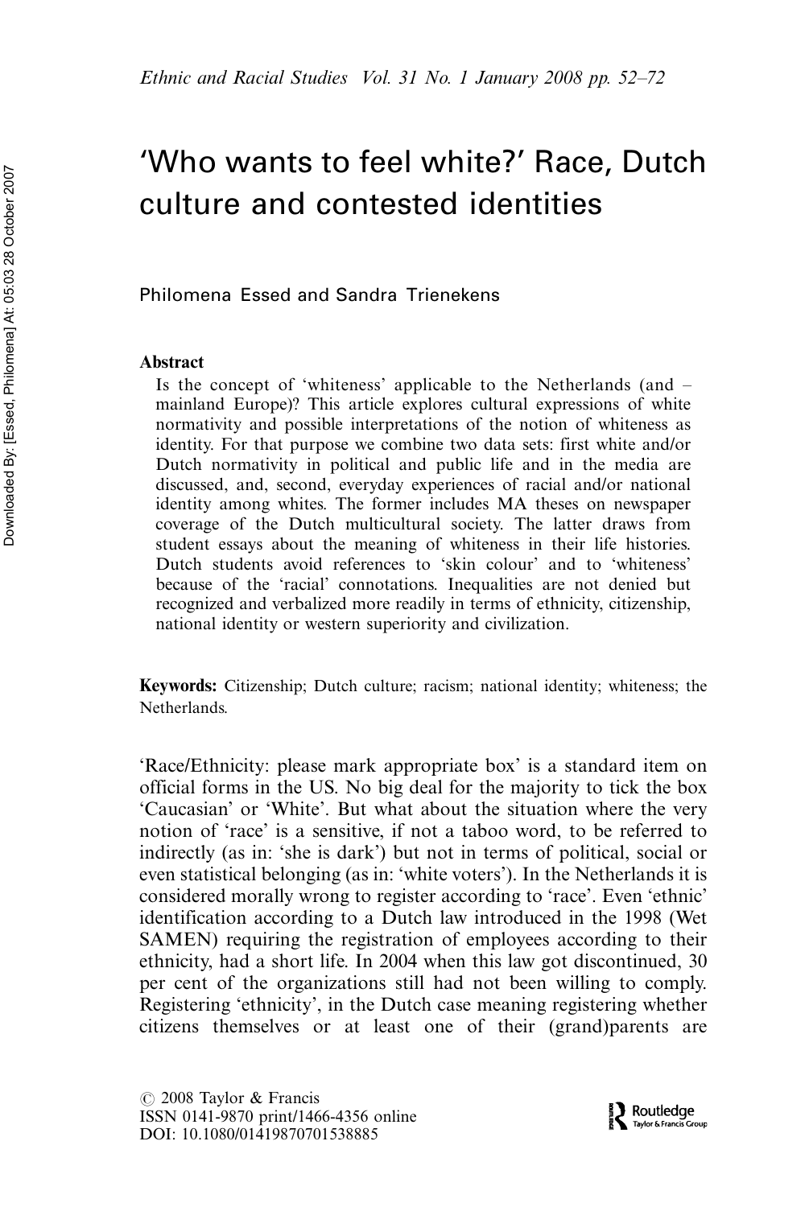# 'Who wants to feel white?' Race, Dutch culture and contested identities

Philomena Essed and Sandra Trienekens

**Abstract**

Is the concept of 'whiteness' applicable to the Netherlands (and – mainland Europe)? This article explores cultural expressions of white normativity and possible interpretations of the notion of whiteness as identity. For that purpose we combine two data sets: first white and/or Dutch normativity in political and public life and in the media are discussed, and, second, everyday experiences of racial and/or national identity among whites. The former includes MA theses on newspaper coverage of the Dutch multicultural society. The latter draws from student essays about the meaning of whiteness in their life histories. Dutch students avoid references to 'skin colour' and to 'whiteness' because of the 'racial' connotations. Inequalities are not denied but recognized and verbalized more readily in terms of ethnicity, citizenship, national identity or western superiority and civilization.

**Keywords:** Citizenship; Dutch culture; racism; national identity; whiteness; the Netherlands.

'Race/Ethnicity: please mark appropriate box' is a standard item on official forms in the US. No big deal for the majority to tick the box 'Caucasian' or 'White'. But what about the situation where the very notion of 'race' is a sensitive, if not a taboo word, to be referred to indirectly (as in: 'she is dark') but not in terms of political, social or even statistical belonging (as in: 'white voters'). In the Netherlands it is considered morally wrong to register according to 'race'. Even 'ethnic' identification according to a Dutch law introduced in the 1998 (Wet SAMEN) requiring the registration of employees according to their ethnicity, had a short life. In 2004 when this law got discontinued, 30 per cent of the organizations still had not been willing to comply. Registering 'ethnicity', in the Dutch case meaning registering whether citizens themselves or at least one of their (grand)parents are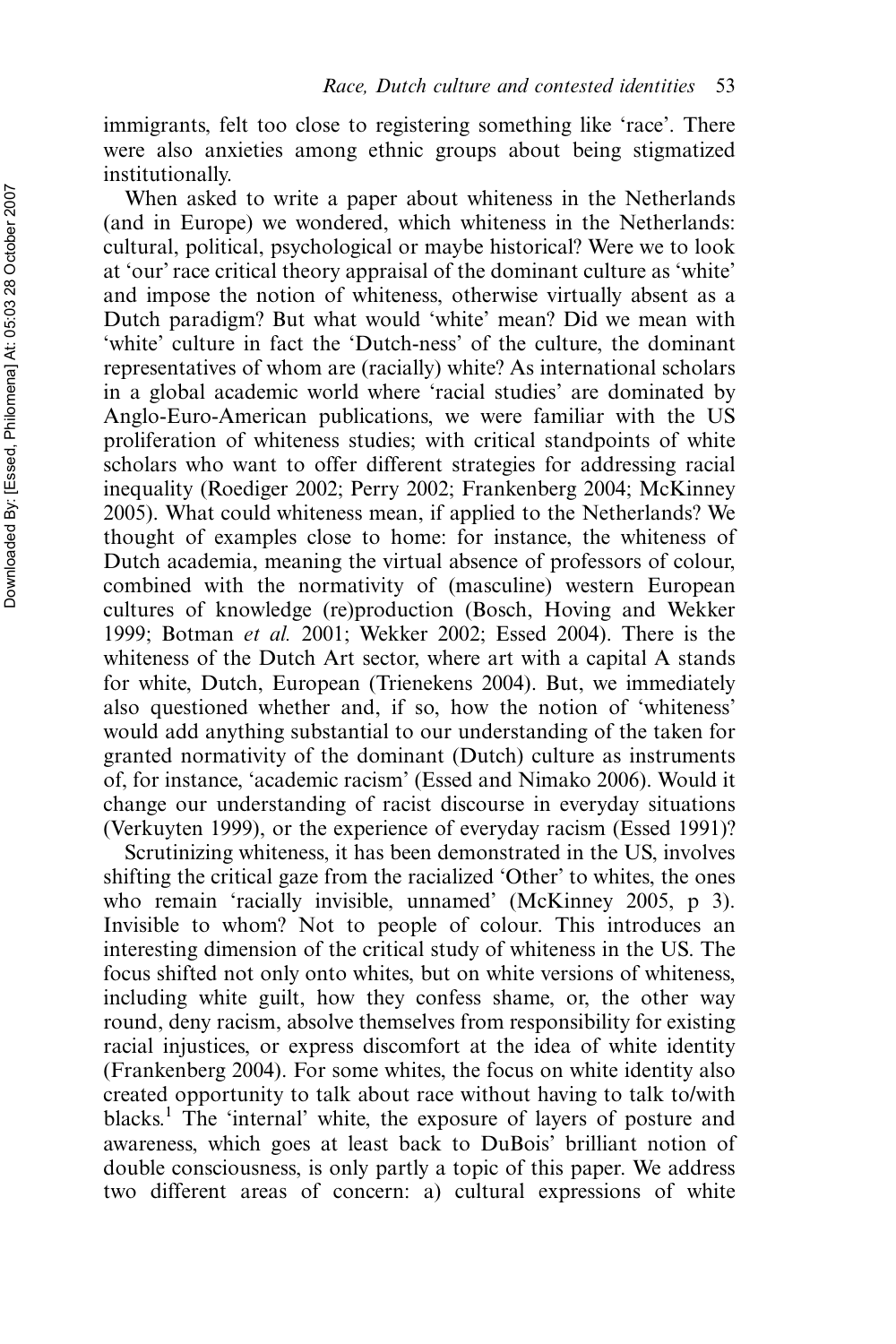immigrants, felt too close to registering something like 'race'. There were also anxieties among ethnic groups about being stigmatized institutionally.

When asked to write a paper about whiteness in the Netherlands (and in Europe) we wondered, which whiteness in the Netherlands: cultural, political, psychological or maybe historical? Were we to look at 'our' race critical theory appraisal of the dominant culture as 'white' and impose the notion of whiteness, otherwise virtually absent as a Dutch paradigm? But what would 'white' mean? Did we mean with 'white' culture in fact the 'Dutch-ness' of the culture, the dominant representatives of whom are (racially) white? As international scholars in a global academic world where 'racial studies' are dominated by Anglo-Euro-American publications, we were familiar with the US proliferation of whiteness studies; with critical standpoints of white scholars who want to offer different strategies for addressing racial inequality (Roediger 2002; Perry 2002; Frankenberg 2004; McKinney 2005). What could whiteness mean, if applied to the Netherlands? We thought of examples close to home: for instance, the whiteness of Dutch academia, meaning the virtual absence of professors of colour, combined with the normativity of (masculine) western European cultures of knowledge (re)production (Bosch, Hoving and Wekker 1999; Botman *et al.* 2001; Wekker 2002; Essed 2004). There is the whiteness of the Dutch Art sector, where art with a capital A stands for white, Dutch, European (Trienekens 2004). But, we immediately also questioned whether and, if so, how the notion of 'whiteness' would add anything substantial to our understanding of the taken for granted normativity of the dominant (Dutch) culture as instruments of, for instance, 'academic racism' (Essed and Nimako 2006). Would it change our understanding of racist discourse in everyday situations (Verkuyten 1999), or the experience of everyday racism (Essed 1991)?

Scrutinizing whiteness, it has been demonstrated in the US, involves shifting the critical gaze from the racialized 'Other' to whites, the ones who remain 'racially invisible, unnamed' (McKinney 2005, p 3). Invisible to whom? Not to people of colour. This introduces an interesting dimension of the critical study of whiteness in the US. The focus shifted not only onto whites, but on white versions of whiteness, including white guilt, how they confess shame, or, the other way round, deny racism, absolve themselves from responsibility for existing racial injustices, or express discomfort at the idea of white identity (Frankenberg 2004). For some whites, the focus on white identity also created opportunity to talk about race without having to talk to/with blacks.[1] The 'internal' white, the exposure of layers of posture and awareness, which goes at least back to DuBois' brilliant notion of double consciousness, is only partly a topic of this paper. We address two different areas of concern: a) cultural expressions of white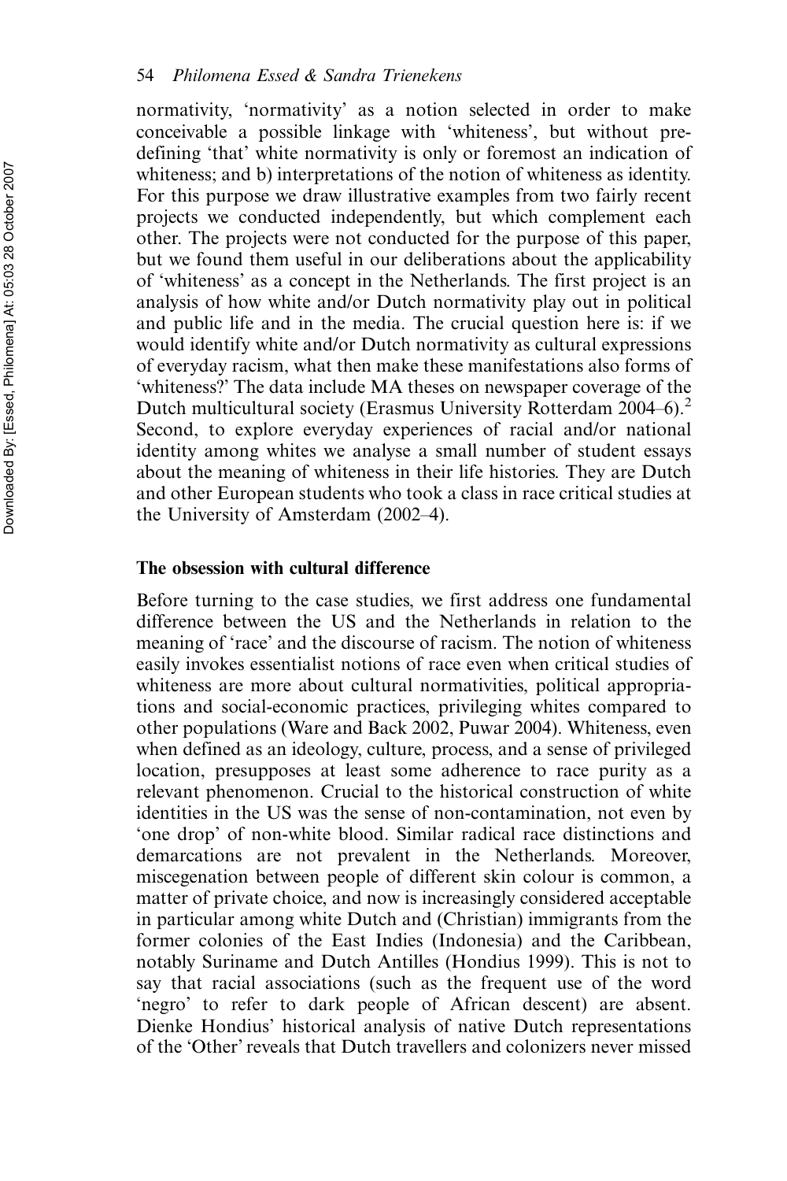normativity, 'normativity' as a notion selected in order to make conceivable a possible linkage with 'whiteness', but without predefining 'that' white normativity is only or foremost an indication of whiteness; and b) interpretations of the notion of whiteness as identity. For this purpose we draw illustrative examples from two fairly recent projects we conducted independently, but which complement each other. The projects were not conducted for the purpose of this paper, but we found them useful in our deliberations about the applicability of 'whiteness' as a concept in the Netherlands. The first project is an analysis of how white and/or Dutch normativity play out in political and public life and in the media. The crucial question here is: if we would identify white and/or Dutch normativity as cultural expressions of everyday racism, what then make these manifestations also forms of 'whiteness?' The data include MA theses on newspaper coverage of the Dutch multicultural society (Erasmus University Rotterdam 2004–6).[2] Second, to explore everyday experiences of racial and/or national identity among whites we analyse a small number of student essays about the meaning of whiteness in their life histories. They are Dutch and other European students who took a class in race critical studies at the University of Amsterdam (2002–4).

### The obsession with cultural difference

Before turning to the case studies, we first address one fundamental difference between the US and the Netherlands in relation to the meaning of 'race' and the discourse of racism. The notion of whiteness easily invokes essentialist notions of race even when critical studies of whiteness are more about cultural normativities, political appropriations and social-economic practices, privileging whites compared to other populations (Ware and Back 2002, Puwar 2004). Whiteness, even when defined as an ideology, culture, process, and a sense of privileged location, presupposes at least some adherence to race purity as a relevant phenomenon. Crucial to the historical construction of white identities in the US was the sense of non-contamination, not even by 'one drop' of non-white blood. Similar radical race distinctions and demarcations are not prevalent in the Netherlands. Moreover, miscegenation between people of different skin colour is common, a matter of private choice, and now is increasingly considered acceptable in particular among white Dutch and (Christian) immigrants from the former colonies of the East Indies (Indonesia) and the Caribbean, notably Suriname and Dutch Antilles (Hondius 1999). This is not to say that racial associations (such as the frequent use of the word 'negro' to refer to dark people of African descent) are absent. Dienke Hondius' historical analysis of native Dutch representations of the 'Other' reveals that Dutch travellers and colonizers never missed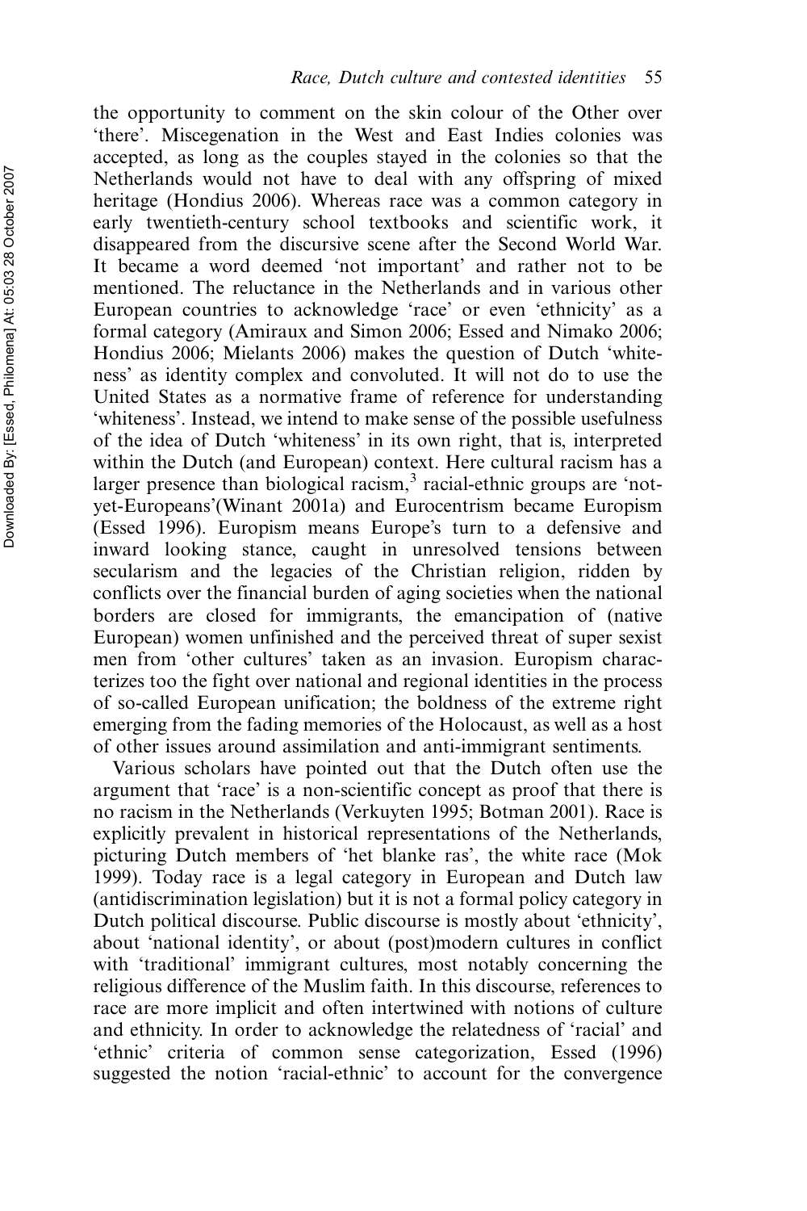the opportunity to comment on the skin colour of the Other over 'there'. Miscegenation in the West and East Indies colonies was accepted, as long as the couples stayed in the colonies so that the Netherlands would not have to deal with any offspring of mixed heritage (Hondius 2006). Whereas race was a common category in early twentieth-century school textbooks and scientific work, it disappeared from the discursive scene after the Second World War. It became a word deemed 'not important' and rather not to be mentioned. The reluctance in the Netherlands and in various other European countries to acknowledge 'race' or even 'ethnicity' as a formal category (Amiraux and Simon 2006; Essed and Nimako 2006; Hondius 2006; Mielants 2006) makes the question of Dutch 'whiteness' as identity complex and convoluted. It will not do to use the United States as a normative frame of reference for understanding 'whiteness'. Instead, we intend to make sense of the possible usefulness of the idea of Dutch 'whiteness' in its own right, that is, interpreted within the Dutch (and European) context. Here cultural racism has a larger presence than biological racism,[3] racial-ethnic groups are 'not-yet-Europeans'(Winant 2001a) and Eurocentrism became Europism (Essed 1996). Europism means Europe's turn to a defensive and inward looking stance, caught in unresolved tensions between secularism and the legacies of the Christian religion, ridden by conflicts over the financial burden of aging societies when the national borders are closed for immigrants, the emancipation of (native European) women unfinished and the perceived threat of super sexist men from 'other cultures' taken as an invasion. Europism characterizes too the fight over national and regional identities in the process of so-called European unification; the boldness of the extreme right emerging from the fading memories of the Holocaust, as well as a host of other issues around assimilation and anti-immigrant sentiments.

Various scholars have pointed out that the Dutch often use the argument that 'race' is a non-scientific concept as proof that there is no racism in the Netherlands (Verkuyten 1995; Botman 2001). Race is explicitly prevalent in historical representations of the Netherlands, picturing Dutch members of 'het blanke ras', the white race (Mok 1999). Today race is a legal category in European and Dutch law (antidiscrimination legislation) but it is not a formal policy category in Dutch political discourse. Public discourse is mostly about 'ethnicity', about 'national identity', or about (post)modern cultures in conflict with 'traditional' immigrant cultures, most notably concerning the religious difference of the Muslim faith. In this discourse, references to race are more implicit and often intertwined with notions of culture and ethnicity. In order to acknowledge the relatedness of 'racial' and 'ethnic' criteria of common sense categorization, Essed (1996) suggested the notion 'racial-ethnic' to account for the convergence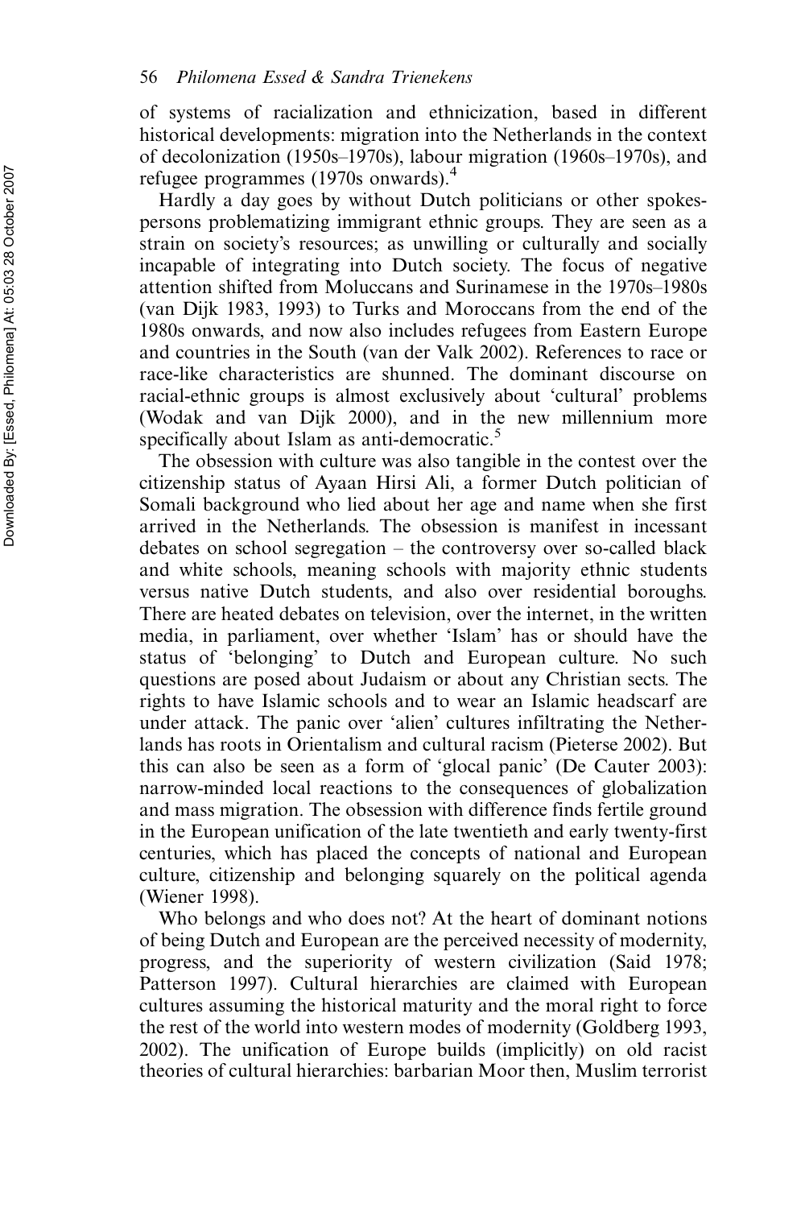of systems of racialization and ethnicization, based in different historical developments: migration into the Netherlands in the context of decolonization (1950s–1970s), labour migration (1960s–1970s), and refugee programmes (1970s onwards).[4]

Hardly a day goes by without Dutch politicians or other spokespersons problematizing immigrant ethnic groups. They are seen as a strain on society's resources; as unwilling or culturally and socially incapable of integrating into Dutch society. The focus of negative attention shifted from Moluccans and Surinamese in the 1970s–1980s (van Dijk 1983, 1993) to Turks and Moroccans from the end of the 1980s onwards, and now also includes refugees from Eastern Europe and countries in the South (van der Valk 2002). References to race or race-like characteristics are shunned. The dominant discourse on racial-ethnic groups is almost exclusively about 'cultural' problems (Wodak and van Dijk 2000), and in the new millennium more specifically about Islam as anti-democratic.[5]

The obsession with culture was also tangible in the contest over the citizenship status of Ayaan Hirsi Ali, a former Dutch politician of Somali background who lied about her age and name when she first arrived in the Netherlands. The obsession is manifest in incessant debates on school segregation – the controversy over so-called black and white schools, meaning schools with majority ethnic students versus native Dutch students, and also over residential boroughs. There are heated debates on television, over the internet, in the written media, in parliament, over whether 'Islam' has or should have the status of 'belonging' to Dutch and European culture. No such questions are posed about Judaism or about any Christian sects. The rights to have Islamic schools and to wear an Islamic headscarf are under attack. The panic over 'alien' cultures infiltrating the Netherlands has roots in Orientalism and cultural racism (Pieterse 2002). But this can also be seen as a form of 'glocal panic' (De Cauter 2003): narrow-minded local reactions to the consequences of globalization and mass migration. The obsession with difference finds fertile ground in the European unification of the late twentieth and early twenty-first centuries, which has placed the concepts of national and European culture, citizenship and belonging squarely on the political agenda (Wiener 1998).

Who belongs and who does not? At the heart of dominant notions of being Dutch and European are the perceived necessity of modernity, progress, and the superiority of western civilization (Said 1978; Patterson 1997). Cultural hierarchies are claimed with European cultures assuming the historical maturity and the moral right to force the rest of the world into western modes of modernity (Goldberg 1993, 2002). The unification of Europe builds (implicitly) on old racist theories of cultural hierarchies: barbarian Moor then, Muslim terrorist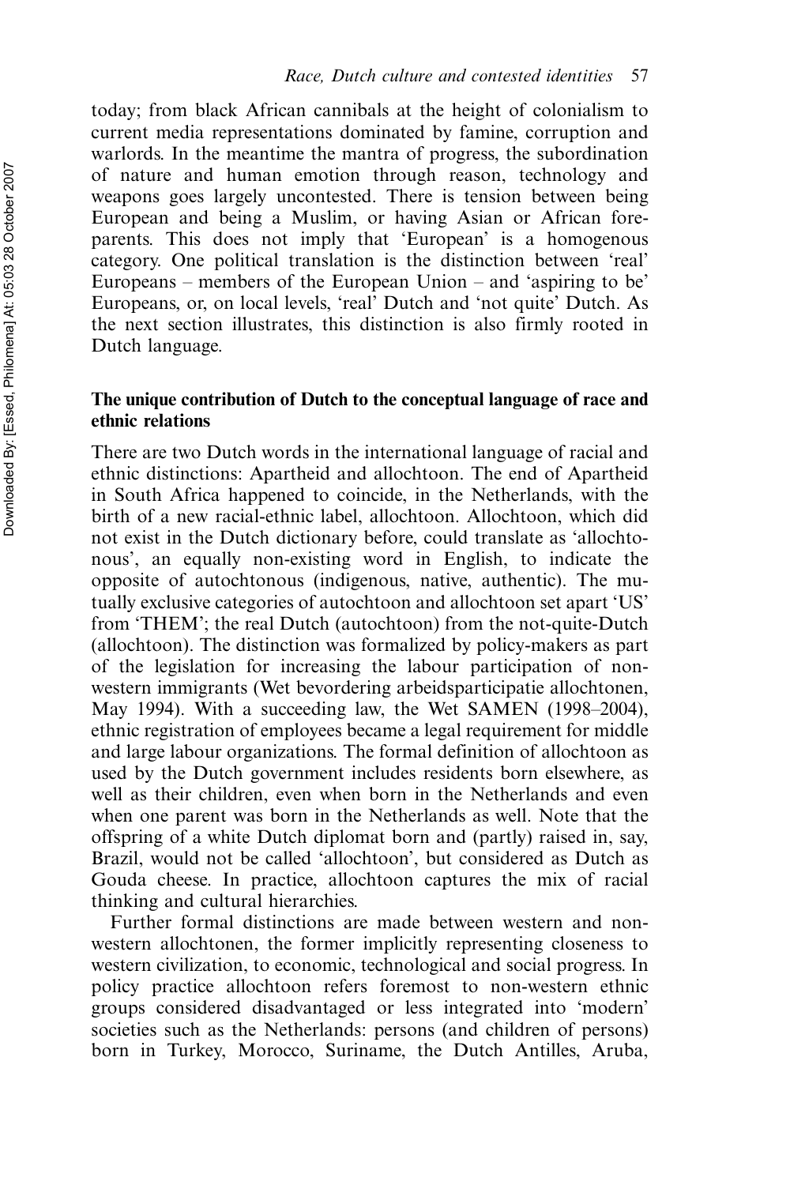today; from black African cannibals at the height of colonialism to current media representations dominated by famine, corruption and warlords. In the meantime the mantra of progress, the subordination of nature and human emotion through reason, technology and weapons goes largely uncontested. There is tension between being European and being a Muslim, or having Asian or African fore-parents. This does not imply that 'European' is a homogenous category. One political translation is the distinction between 'real' Europeans – members of the European Union – and 'aspiring to be' Europeans, or, on local levels, 'real' Dutch and 'not quite' Dutch. As the next section illustrates, this distinction is also firmly rooted in Dutch language.

## The unique contribution of Dutch to the conceptual language of race and ethnic relations

There are two Dutch words in the international language of racial and ethnic distinctions: Apartheid and allochtoon. The end of Apartheid in South Africa happened to coincide, in the Netherlands, with the birth of a new racial-ethnic label, allochtoon. Allochtoon, which did not exist in the Dutch dictionary before, could translate as 'allochtonous', an equally non-existing word in English, to indicate the opposite of autochtonous (indigenous, native, authentic). The mutually exclusive categories of autochtoon and allochtoon set apart 'US' from 'THEM'; the real Dutch (autochtoon) from the not-quite-Dutch (allochtoon). The distinction was formalized by policy-makers as part of the legislation for increasing the labour participation of non-western immigrants (Wet bevordering arbeidsparticipatie allochtonen, May 1994). With a succeeding law, the Wet SAMEN (1998–2004), ethnic registration of employees became a legal requirement for middle and large labour organizations. The formal definition of allochtoon as used by the Dutch government includes residents born elsewhere, as well as their children, even when born in the Netherlands and even when one parent was born in the Netherlands as well. Note that the offspring of a white Dutch diplomat born and (partly) raised in, say, Brazil, would not be called 'allochtoon', but considered as Dutch as Gouda cheese. In practice, allochtoon captures the mix of racial thinking and cultural hierarchies.

Further formal distinctions are made between western and non-western allochtonen, the former implicitly representing closeness to western civilization, to economic, technological and social progress. In policy practice allochtoon refers foremost to non-western ethnic groups considered disadvantaged or less integrated into 'modern' societies such as the Netherlands: persons (and children of persons) born in Turkey, Morocco, Suriname, the Dutch Antilles, Aruba,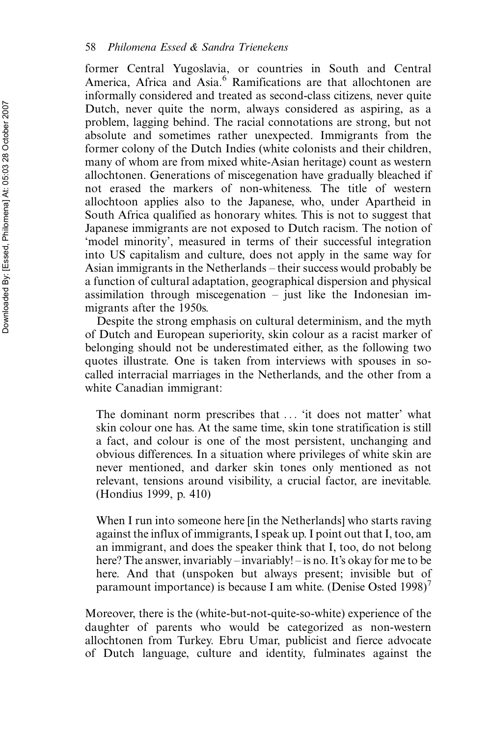former Central Yugoslavia, or countries in South and Central America, Africa and Asia.[6] Ramifications are that allochtonen are informally considered and treated as second-class citizens, never quite Dutch, never quite the norm, always considered as aspiring, as a problem, lagging behind. The racial connotations are strong, but not absolute and sometimes rather unexpected. Immigrants from the former colony of the Dutch Indies (white colonists and their children, many of whom are from mixed white-Asian heritage) count as western allochtonen. Generations of miscegenation have gradually bleached if not erased the markers of non-whiteness. The title of western allochtoon applies also to the Japanese, who, under Apartheid in South Africa qualified as honorary whites. This is not to suggest that Japanese immigrants are not exposed to Dutch racism. The notion of 'model minority', measured in terms of their successful integration into US capitalism and culture, does not apply in the same way for Asian immigrants in the Netherlands – their success would probably be a function of cultural adaptation, geographical dispersion and physical assimilation through miscegenation – just like the Indonesian immigrants after the 1950s.

Despite the strong emphasis on cultural determinism, and the myth of Dutch and European superiority, skin colour as a racist marker of belonging should not be underestimated either, as the following two quotes illustrate. One is taken from interviews with spouses in so-called interracial marriages in the Netherlands, and the other from a white Canadian immigrant:

> The dominant norm prescribes that ... 'it does not matter' what skin colour one has. At the same time, skin tone stratification is still a fact, and colour is one of the most persistent, unchanging and obvious differences. In a situation where privileges of white skin are never mentioned, and darker skin tones only mentioned as not relevant, tensions around visibility, a crucial factor, are inevitable. (Hondius 1999, p. 410)

> When I run into someone here [in the Netherlands] who starts raving against the influx of immigrants, I speak up. I point out that I, too, am an immigrant, and does the speaker think that I, too, do not belong here? The answer, invariably – invariably! – is no. It's okay for me to be here. And that (unspoken but always present; invisible but of paramount importance) is because I am white. (Denise Osted 1998)[7]

Moreover, there is the (white-but-not-quite-so-white) experience of the daughter of parents who would be categorized as non-western allochtonen from Turkey. Ebru Umar, publicist and fierce advocate of Dutch language, culture and identity, fulminates against the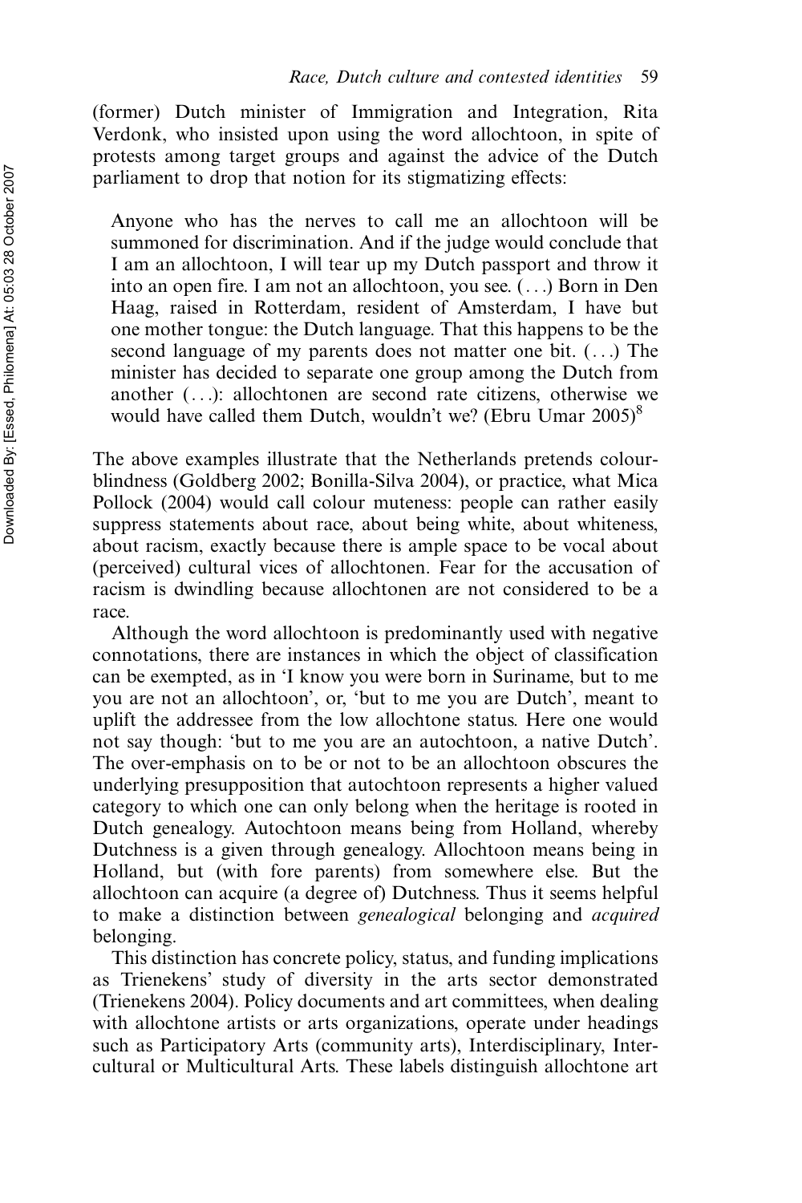(former) Dutch minister of Immigration and Integration, Rita Verdonk, who insisted upon using the word allochtoon, in spite of protests among target groups and against the advice of the Dutch parliament to drop that notion for its stigmatizing effects:

> Anyone who has the nerves to call me an allochtoon will be summoned for discrimination. And if the judge would conclude that I am an allochtoon, I will tear up my Dutch passport and throw it into an open fire. I am not an allochtoon, you see. (. . .) Born in Den Haag, raised in Rotterdam, resident of Amsterdam, I have but one mother tongue: the Dutch language. That this happens to be the second language of my parents does not matter one bit. (. . .) The minister has decided to separate one group among the Dutch from another (. . .): allochtonen are second rate citizens, otherwise we would have called them Dutch, wouldn't we? (Ebru Umar 2005)[8]

The above examples illustrate that the Netherlands pretends colour-blindness (Goldberg 2002; Bonilla-Silva 2004), or practice, what Mica Pollock (2004) would call colour muteness: people can rather easily suppress statements about race, about being white, about whiteness, about racism, exactly because there is ample space to be vocal about (perceived) cultural vices of allochtonen. Fear for the accusation of racism is dwindling because allochtonen are not considered to be a race.

Although the word allochtoon is predominantly used with negative connotations, there are instances in which the object of classification can be exempted, as in 'I know you were born in Suriname, but to me you are not an allochtoon', or, 'but to me you are Dutch', meant to uplift the addressee from the low allochtone status. Here one would not say though: 'but to me you are an autochtoon, a native Dutch'. The over-emphasis on to be or not to be an allochtoon obscures the underlying presupposition that autochtoon represents a higher valued category to which one can only belong when the heritage is rooted in Dutch genealogy. Autochtoon means being from Holland, whereby Dutchness is a given through genealogy. Allochtoon means being in Holland, but (with fore parents) from somewhere else. But the allochtoon can acquire (a degree of) Dutchness. Thus it seems helpful to make a distinction between *genealogical* belonging and *acquired* belonging.

This distinction has concrete policy, status, and funding implications as Trienekens' study of diversity in the arts sector demonstrated (Trienekens 2004). Policy documents and art committees, when dealing with allochtone artists or arts organizations, operate under headings such as Participatory Arts (community arts), Interdisciplinary, Intercultural or Multicultural Arts. These labels distinguish allochtone art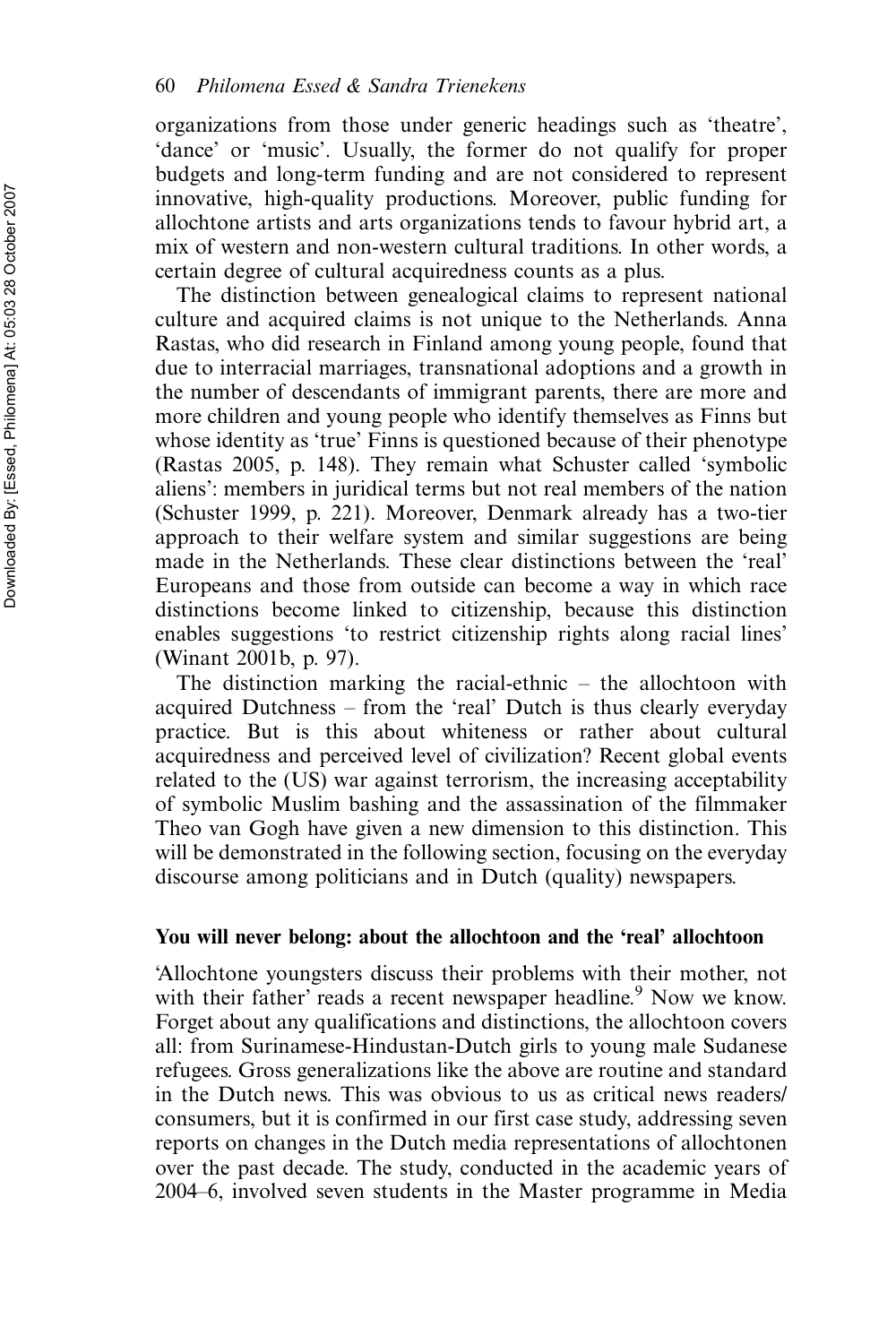organizations from those under generic headings such as 'theatre', 'dance' or 'music'. Usually, the former do not qualify for proper budgets and long-term funding and are not considered to represent innovative, high-quality productions. Moreover, public funding for allochtone artists and arts organizations tends to favour hybrid art, a mix of western and non-western cultural traditions. In other words, a certain degree of cultural acquiredness counts as a plus.

The distinction between genealogical claims to represent national culture and acquired claims is not unique to the Netherlands. Anna Rastas, who did research in Finland among young people, found that due to interracial marriages, transnational adoptions and a growth in the number of descendants of immigrant parents, there are more and more children and young people who identify themselves as Finns but whose identity as 'true' Finns is questioned because of their phenotype (Rastas 2005, p. 148). They remain what Schuster called 'symbolic aliens': members in juridical terms but not real members of the nation (Schuster 1999, p. 221). Moreover, Denmark already has a two-tier approach to their welfare system and similar suggestions are being made in the Netherlands. These clear distinctions between the 'real' Europeans and those from outside can become a way in which race distinctions become linked to citizenship, because this distinction enables suggestions 'to restrict citizenship rights along racial lines' (Winant 2001b, p. 97).

The distinction marking the racial-ethnic – the allochtoon with acquired Dutchness – from the 'real' Dutch is thus clearly everyday practice. But is this about whiteness or rather about cultural acquiredness and perceived level of civilization? Recent global events related to the (US) war against terrorism, the increasing acceptability of symbolic Muslim bashing and the assassination of the filmmaker Theo van Gogh have given a new dimension to this distinction. This will be demonstrated in the following section, focusing on the everyday discourse among politicians and in Dutch (quality) newspapers.

## You will never belong: about the allochtoon and the 'real' allochtoon

'Allochtone youngsters discuss their problems with their mother, not with their father' reads a recent newspaper headline.[9] Now we know. Forget about any qualifications and distinctions, the allochtoon covers all: from Surinamese-Hindustan-Dutch girls to young male Sudanese refugees. Gross generalizations like the above are routine and standard in the Dutch news. This was obvious to us as critical news readers/consumers, but it is confirmed in our first case study, addressing seven reports on changes in the Dutch media representations of allochtonen over the past decade. The study, conducted in the academic years of 2004–6, involved seven students in the Master programme in Media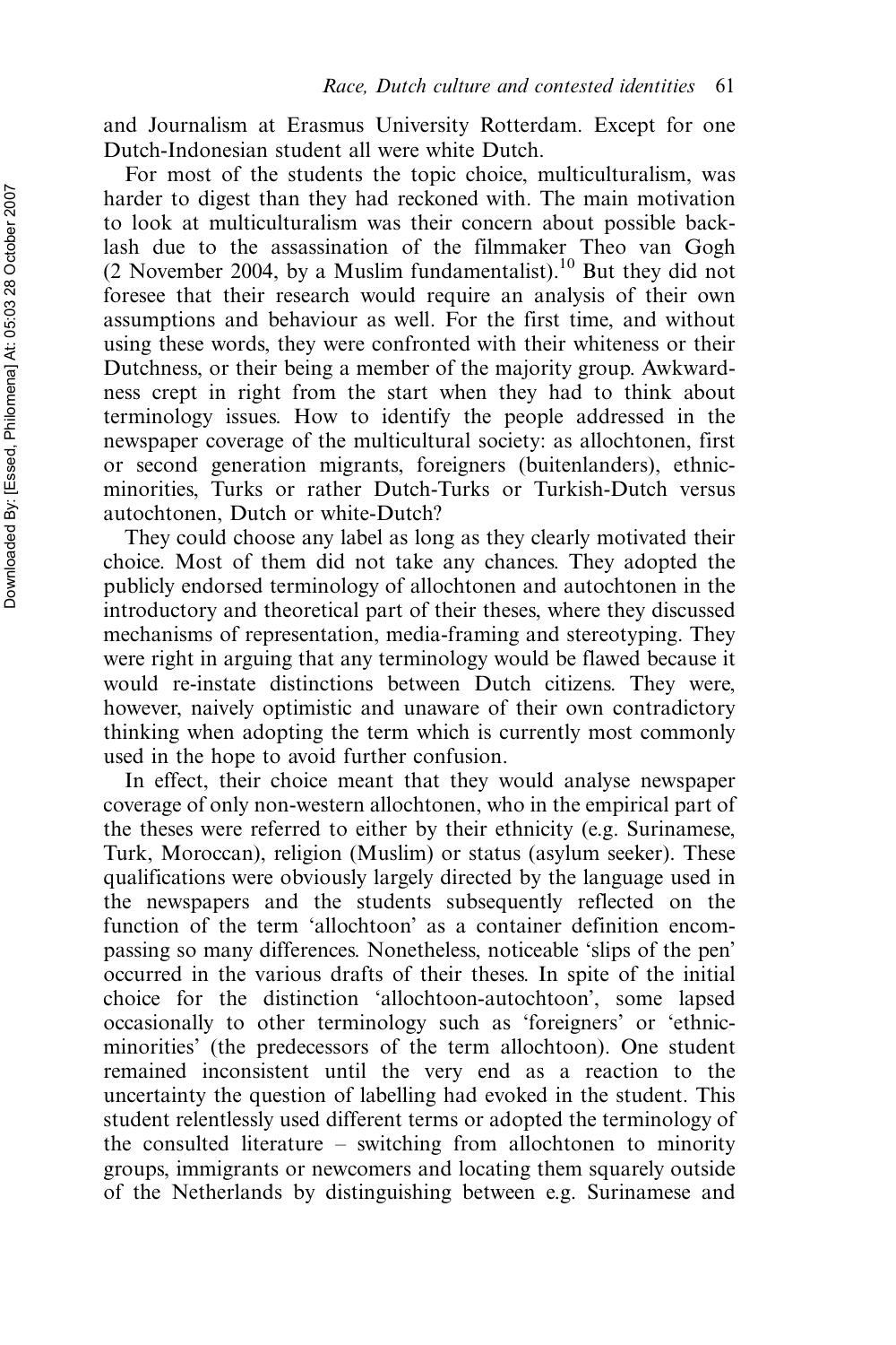and Journalism at Erasmus University Rotterdam. Except for one Dutch-Indonesian student all were white Dutch.

For most of the students the topic choice, multiculturalism, was harder to digest than they had reckoned with. The main motivation to look at multiculturalism was their concern about possible backlash due to the assassination of the filmmaker Theo van Gogh (2 November 2004, by a Muslim fundamentalist).[10] But they did not foresee that their research would require an analysis of their own assumptions and behaviour as well. For the first time, and without using these words, they were confronted with their whiteness or their Dutchness, or their being a member of the majority group. Awkwardness crept in right from the start when they had to think about terminology issues. How to identify the people addressed in the newspaper coverage of the multicultural society: as allochtonen, first or second generation migrants, foreigners (buitenlanders), ethnic-minorities, Turks or rather Dutch-Turks or Turkish-Dutch versus autochtonen, Dutch or white-Dutch?

They could choose any label as long as they clearly motivated their choice. Most of them did not take any chances. They adopted the publicly endorsed terminology of allochtonen and autochtonen in the introductory and theoretical part of their theses, where they discussed mechanisms of representation, media-framing and stereotyping. They were right in arguing that any terminology would be flawed because it would re-instate distinctions between Dutch citizens. They were, however, naively optimistic and unaware of their own contradictory thinking when adopting the term which is currently most commonly used in the hope to avoid further confusion.

In effect, their choice meant that they would analyse newspaper coverage of only non-western allochtonen, who in the empirical part of the theses were referred to either by their ethnicity (e.g. Surinamese, Turk, Moroccan), religion (Muslim) or status (asylum seeker). These qualifications were obviously largely directed by the language used in the newspapers and the students subsequently reflected on the function of the term 'allochtoon' as a container definition encompassing so many differences. Nonetheless, noticeable 'slips of the pen' occurred in the various drafts of their theses. In spite of the initial choice for the distinction 'allochtoon-autochtoon', some lapsed occasionally to other terminology such as 'foreigners' or 'ethnic-minorities' (the predecessors of the term allochtoon). One student remained inconsistent until the very end as a reaction to the uncertainty the question of labelling had evoked in the student. This student relentlessly used different terms or adopted the terminology of the consulted literature – switching from allochtonen to minority groups, immigrants or newcomers and locating them squarely outside of the Netherlands by distinguishing between e.g. Surinamese and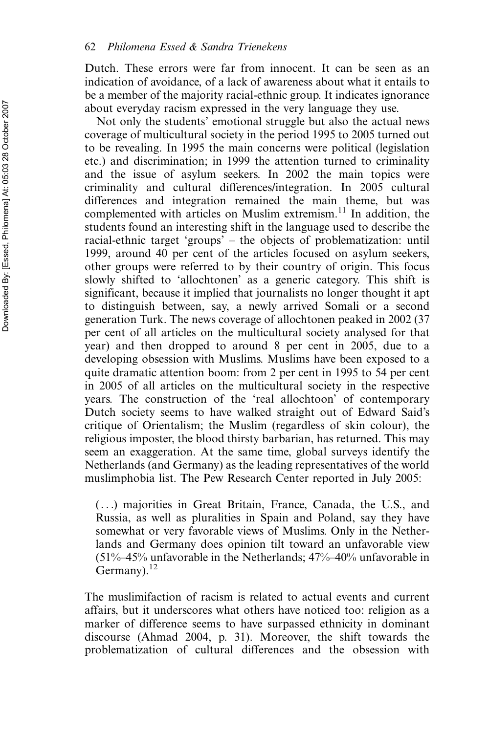Dutch. These errors were far from innocent. It can be seen as an indication of avoidance, of a lack of awareness about what it entails to be a member of the majority racial-ethnic group. It indicates ignorance about everyday racism expressed in the very language they use.

Not only the students' emotional struggle but also the actual news coverage of multicultural society in the period 1995 to 2005 turned out to be revealing. In 1995 the main concerns were political (legislation etc.) and discrimination; in 1999 the attention turned to criminality and the issue of asylum seekers. In 2002 the main topics were criminality and cultural differences/integration. In 2005 cultural differences and integration remained the main theme, but was complemented with articles on Muslim extremism.[11] In addition, the students found an interesting shift in the language used to describe the racial-ethnic target 'groups' – the objects of problematization: until 1999, around 40 per cent of the articles focused on asylum seekers, other groups were referred to by their country of origin. This focus slowly shifted to 'allochtonen' as a generic category. This shift is significant, because it implied that journalists no longer thought it apt to distinguish between, say, a newly arrived Somali or a second generation Turk. The news coverage of allochtonen peaked in 2002 (37 per cent of all articles on the multicultural society analysed for that year) and then dropped to around 8 per cent in 2005, due to a developing obsession with Muslims. Muslims have been exposed to a quite dramatic attention boom: from 2 per cent in 1995 to 54 per cent in 2005 of all articles on the multicultural society in the respective years. The construction of the 'real allochtoon' of contemporary Dutch society seems to have walked straight out of Edward Said's critique of Orientalism; the Muslim (regardless of skin colour), the religious imposter, the blood thirsty barbarian, has returned. This may seem an exaggeration. At the same time, global surveys identify the Netherlands (and Germany) as the leading representatives of the world muslimphobia list. The Pew Research Center reported in July 2005:

> (...) majorities in Great Britain, France, Canada, the U.S., and Russia, as well as pluralities in Spain and Poland, say they have somewhat or very favorable views of Muslims. Only in the Netherlands and Germany does opinion tilt toward an unfavorable view (51%–45% unfavorable in the Netherlands; 47%–40% unfavorable in Germany).[12]

The muslimifaction of racism is related to actual events and current affairs, but it underscores what others have noticed too: religion as a marker of difference seems to have surpassed ethnicity in dominant discourse (Ahmad 2004, p. 31). Moreover, the shift towards the problematization of cultural differences and the obsession with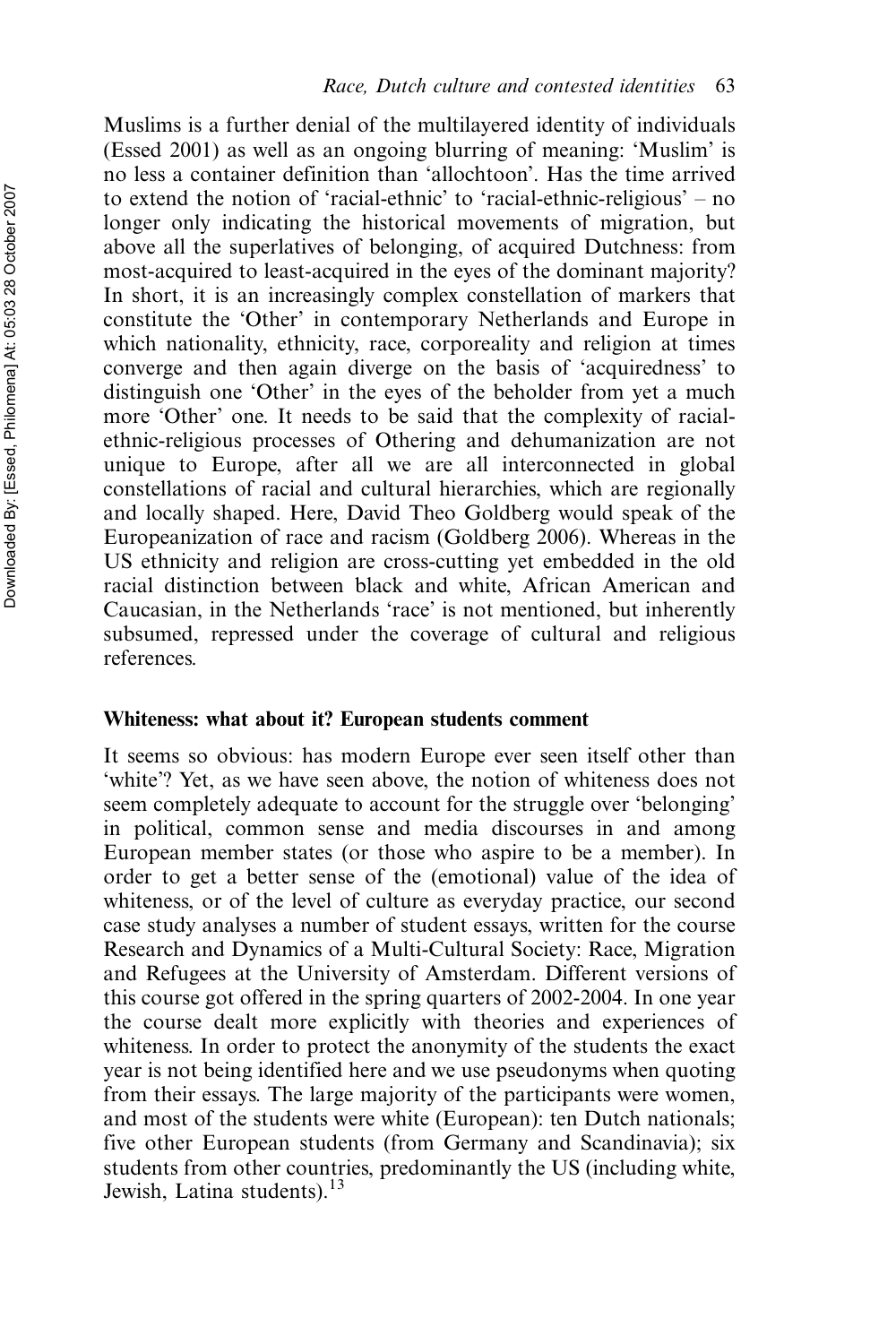Muslims is a further denial of the multilayered identity of individuals (Essed 2001) as well as an ongoing blurring of meaning: 'Muslim' is no less a container definition than 'allochtoon'. Has the time arrived to extend the notion of 'racial-ethnic' to 'racial-ethnic-religious' – no longer only indicating the historical movements of migration, but above all the superlatives of belonging, of acquired Dutchness: from most-acquired to least-acquired in the eyes of the dominant majority? In short, it is an increasingly complex constellation of markers that constitute the 'Other' in contemporary Netherlands and Europe in which nationality, ethnicity, race, corporeality and religion at times converge and then again diverge on the basis of 'acquiredness' to distinguish one 'Other' in the eyes of the beholder from yet a much more 'Other' one. It needs to be said that the complexity of racial-ethnic-religious processes of Othering and dehumanization are not unique to Europe, after all we are all interconnected in global constellations of racial and cultural hierarchies, which are regionally and locally shaped. Here, David Theo Goldberg would speak of the Europeanization of race and racism (Goldberg 2006). Whereas in the US ethnicity and religion are cross-cutting yet embedded in the old racial distinction between black and white, African American and Caucasian, in the Netherlands 'race' is not mentioned, but inherently subsumed, repressed under the coverage of cultural and religious references.

## Whiteness: what about it? European students comment

It seems so obvious: has modern Europe ever seen itself other than 'white'? Yet, as we have seen above, the notion of whiteness does not seem completely adequate to account for the struggle over 'belonging' in political, common sense and media discourses in and among European member states (or those who aspire to be a member). In order to get a better sense of the (emotional) value of the idea of whiteness, or of the level of culture as everyday practice, our second case study analyses a number of student essays, written for the course Research and Dynamics of a Multi-Cultural Society: Race, Migration and Refugees at the University of Amsterdam. Different versions of this course got offered in the spring quarters of 2002-2004. In one year the course dealt more explicitly with theories and experiences of whiteness. In order to protect the anonymity of the students the exact year is not being identified here and we use pseudonyms when quoting from their essays. The large majority of the participants were women, and most of the students were white (European): ten Dutch nationals; five other European students (from Germany and Scandinavia); six students from other countries, predominantly the US (including white, Jewish, Latina students).[13]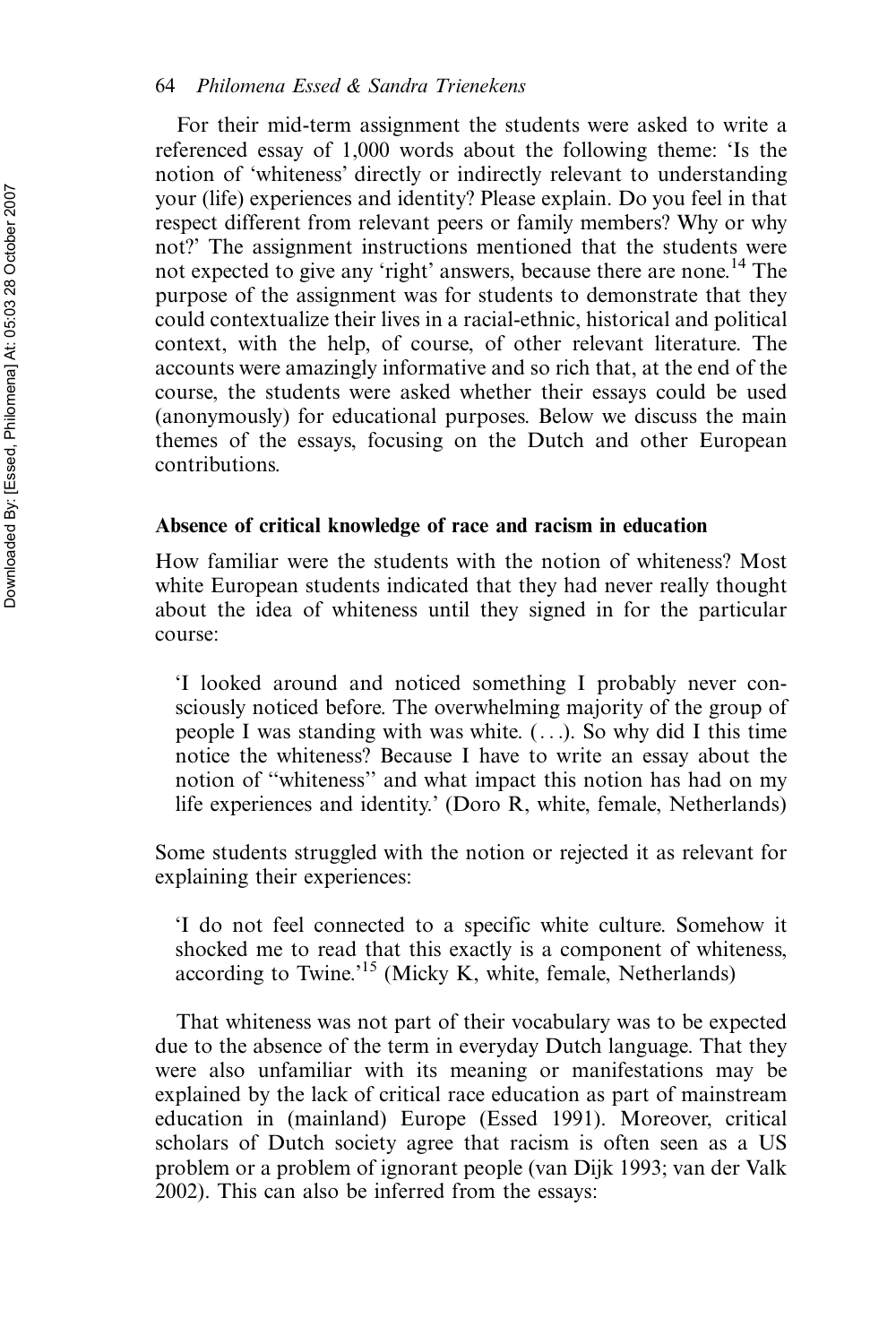For their mid-term assignment the students were asked to write a referenced essay of 1,000 words about the following theme: 'Is the notion of 'whiteness' directly or indirectly relevant to understanding your (life) experiences and identity? Please explain. Do you feel in that respect different from relevant peers or family members? Why or why not?' The assignment instructions mentioned that the students were not expected to give any 'right' answers, because there are none.[14] The purpose of the assignment was for students to demonstrate that they could contextualize their lives in a racial-ethnic, historical and political context, with the help, of course, of other relevant literature. The accounts were amazingly informative and so rich that, at the end of the course, the students were asked whether their essays could be used (anonymously) for educational purposes. Below we discuss the main themes of the essays, focusing on the Dutch and other European contributions.

### Absence of critical knowledge of race and racism in education

How familiar were the students with the notion of whiteness? Most white European students indicated that they had never really thought about the idea of whiteness until they signed in for the particular course:

> 'I looked around and noticed something I probably never consciously noticed before. The overwhelming majority of the group of people I was standing with was white. (. . .). So why did I this time notice the whiteness? Because I have to write an essay about the notion of "whiteness" and what impact this notion has had on my life experiences and identity.' (Doro R, white, female, Netherlands)

Some students struggled with the notion or rejected it as relevant for explaining their experiences:

> 'I do not feel connected to a specific white culture. Somehow it shocked me to read that this exactly is a component of whiteness, according to Twine.'[15] (Micky K, white, female, Netherlands)

That whiteness was not part of their vocabulary was to be expected due to the absence of the term in everyday Dutch language. That they were also unfamiliar with its meaning or manifestations may be explained by the lack of critical race education as part of mainstream education in (mainland) Europe (Essed 1991). Moreover, critical scholars of Dutch society agree that racism is often seen as a US problem or a problem of ignorant people (van Dijk 1993; van der Valk 2002). This can also be inferred from the essays: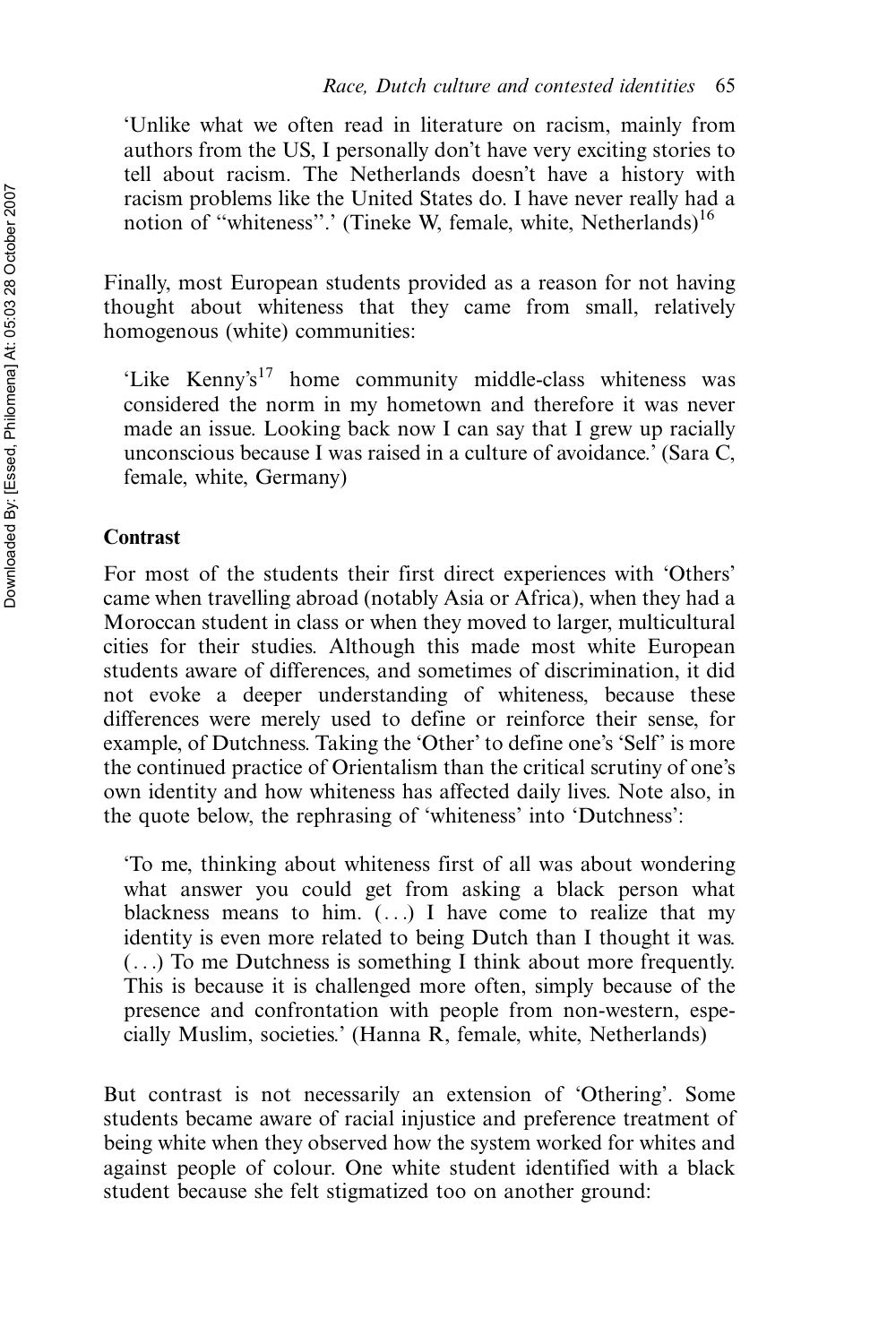'Unlike what we often read in literature on racism, mainly from authors from the US, I personally don't have very exciting stories to tell about racism. The Netherlands doesn't have a history with racism problems like the United States do. I have never really had a notion of "whiteness".' (Tineke W, female, white, Netherlands)[16]

Finally, most European students provided as a reason for not having thought about whiteness that they came from small, relatively homogenous (white) communities:

'Like Kenny's[17] home community middle-class whiteness was considered the norm in my hometown and therefore it was never made an issue. Looking back now I can say that I grew up racially unconscious because I was raised in a culture of avoidance.' (Sara C, female, white, Germany)

### Contrast

For most of the students their first direct experiences with 'Others' came when travelling abroad (notably Asia or Africa), when they had a Moroccan student in class or when they moved to larger, multicultural cities for their studies. Although this made most white European students aware of differences, and sometimes of discrimination, it did not evoke a deeper understanding of whiteness, because these differences were merely used to define or reinforce their sense, for example, of Dutchness. Taking the 'Other' to define one's 'Self' is more the continued practice of Orientalism than the critical scrutiny of one's own identity and how whiteness has affected daily lives. Note also, in the quote below, the rephrasing of 'whiteness' into 'Dutchness':

'To me, thinking about whiteness first of all was about wondering what answer you could get from asking a black person what blackness means to him. (...) I have come to realize that my identity is even more related to being Dutch than I thought it was. (...) To me Dutchness is something I think about more frequently. This is because it is challenged more often, simply because of the presence and confrontation with people from non-western, especially Muslim, societies.' (Hanna R, female, white, Netherlands)

But contrast is not necessarily an extension of 'Othering'. Some students became aware of racial injustice and preference treatment of being white when they observed how the system worked for whites and against people of colour. One white student identified with a black student because she felt stigmatized too on another ground: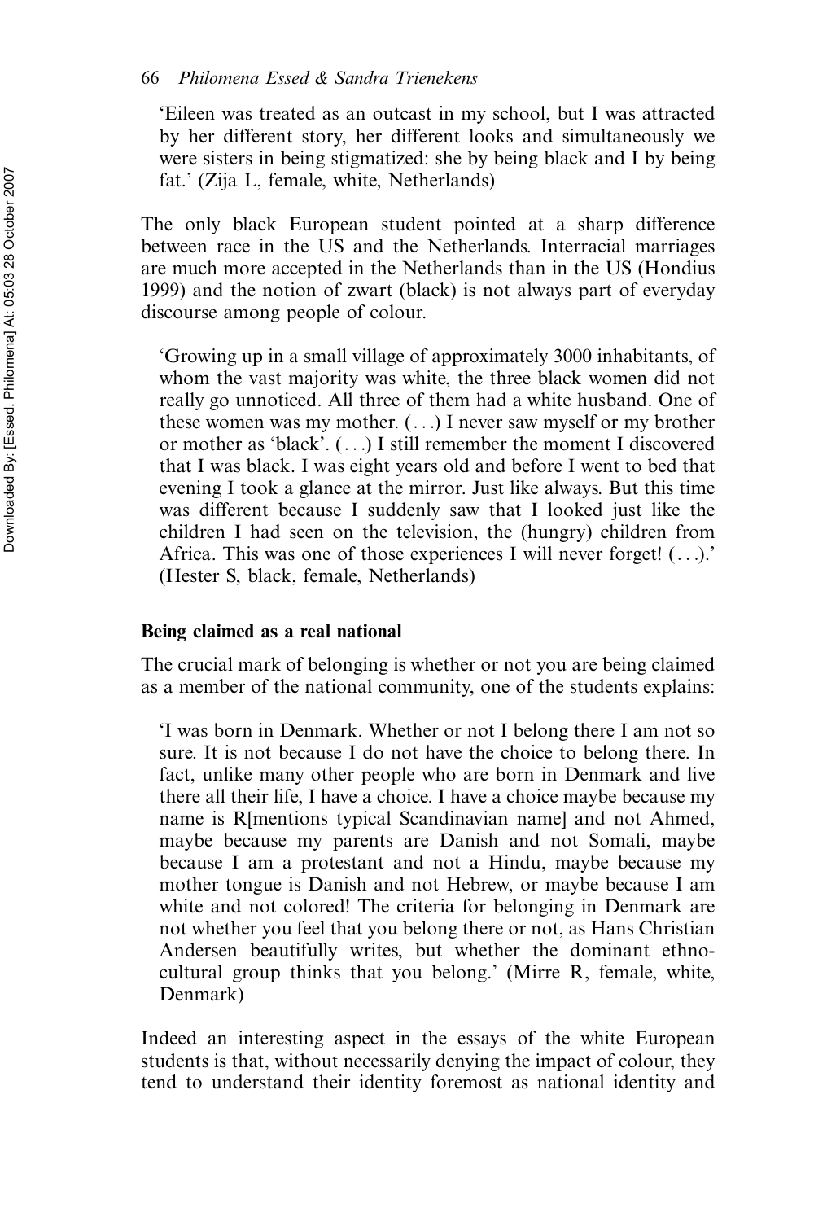'Eileen was treated as an outcast in my school, but I was attracted by her different story, her different looks and simultaneously we were sisters in being stigmatized: she by being black and I by being fat.' (Zija L, female, white, Netherlands)

The only black European student pointed at a sharp difference between race in the US and the Netherlands. Interracial marriages are much more accepted in the Netherlands than in the US (Hondius 1999) and the notion of zwart (black) is not always part of everyday discourse among people of colour.

> 'Growing up in a small village of approximately 3000 inhabitants, of whom the vast majority was white, the three black women did not really go unnoticed. All three of them had a white husband. One of these women was my mother. (. . .) I never saw myself or my brother or mother as 'black'. (. . .) I still remember the moment I discovered that I was black. I was eight years old and before I went to bed that evening I took a glance at the mirror. Just like always. But this time was different because I suddenly saw that I looked just like the children I had seen on the television, the (hungry) children from Africa. This was one of those experiences I will never forget! (. . .).' (Hester S, black, female, Netherlands)

### Being claimed as a real national

The crucial mark of belonging is whether or not you are being claimed as a member of the national community, one of the students explains:

> 'I was born in Denmark. Whether or not I belong there I am not so sure. It is not because I do not have the choice to belong there. In fact, unlike many other people who are born in Denmark and live there all their life, I have a choice. I have a choice maybe because my name is R[mentions typical Scandinavian name] and not Ahmed, maybe because my parents are Danish and not Somali, maybe because I am a protestant and not a Hindu, maybe because my mother tongue is Danish and not Hebrew, or maybe because I am white and not colored! The criteria for belonging in Denmark are not whether you feel that you belong there or not, as Hans Christian Andersen beautifully writes, but whether the dominant ethno-cultural group thinks that you belong.' (Mirre R, female, white, Denmark)

Indeed an interesting aspect in the essays of the white European students is that, without necessarily denying the impact of colour, they tend to understand their identity foremost as national identity and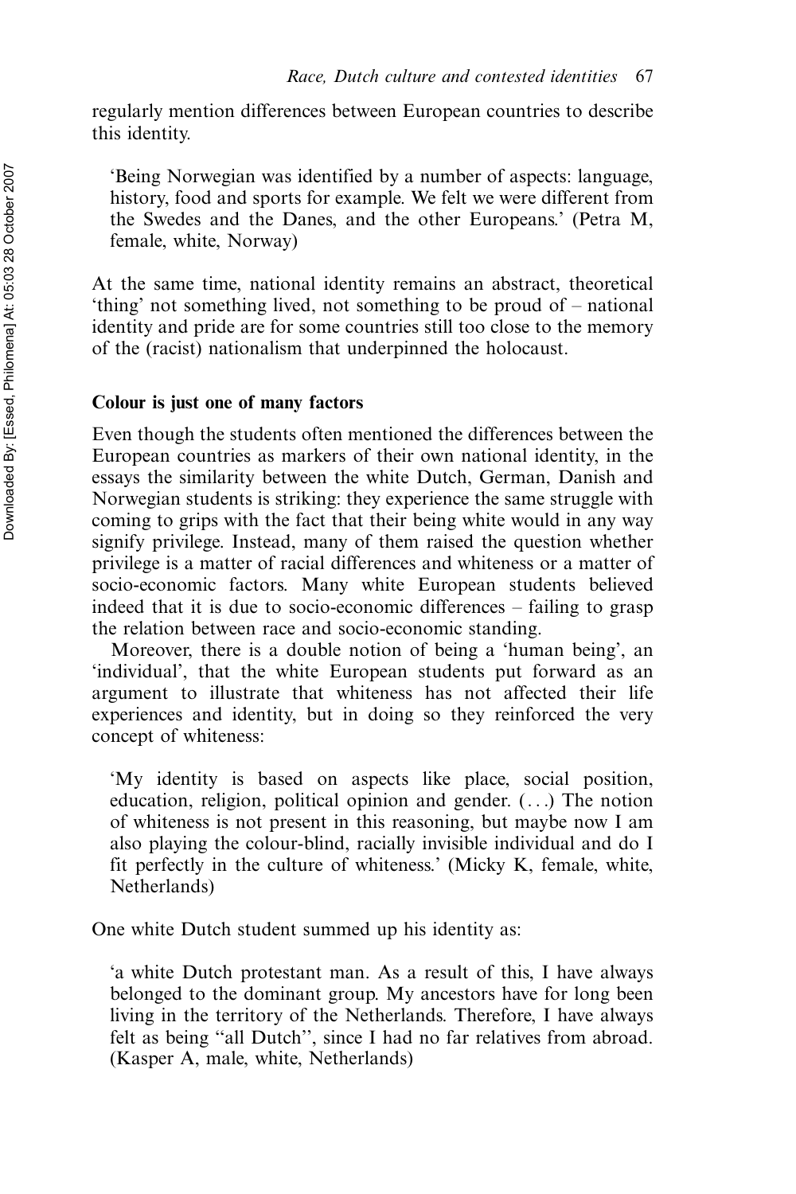regularly mention differences between European countries to describe this identity.

> 'Being Norwegian was identified by a number of aspects: language, history, food and sports for example. We felt we were different from the Swedes and the Danes, and the other Europeans.' (Petra M, female, white, Norway)

At the same time, national identity remains an abstract, theoretical 'thing' not something lived, not something to be proud of – national identity and pride are for some countries still too close to the memory of the (racist) nationalism that underpinned the holocaust.

### Colour is just one of many factors

Even though the students often mentioned the differences between the European countries as markers of their own national identity, in the essays the similarity between the white Dutch, German, Danish and Norwegian students is striking: they experience the same struggle with coming to grips with the fact that their being white would in any way signify privilege. Instead, many of them raised the question whether privilege is a matter of racial differences and whiteness or a matter of socio-economic factors. Many white European students believed indeed that it is due to socio-economic differences – failing to grasp the relation between race and socio-economic standing.

Moreover, there is a double notion of being a 'human being', an 'individual', that the white European students put forward as an argument to illustrate that whiteness has not affected their life experiences and identity, but in doing so they reinforced the very concept of whiteness:

> 'My identity is based on aspects like place, social position, education, religion, political opinion and gender. (...) The notion of whiteness is not present in this reasoning, but maybe now I am also playing the colour-blind, racially invisible individual and do I fit perfectly in the culture of whiteness.' (Micky K, female, white, Netherlands)

One white Dutch student summed up his identity as:

> 'a white Dutch protestant man. As a result of this, I have always belonged to the dominant group. My ancestors have for long been living in the territory of the Netherlands. Therefore, I have always felt as being "all Dutch", since I had no far relatives from abroad. (Kasper A, male, white, Netherlands)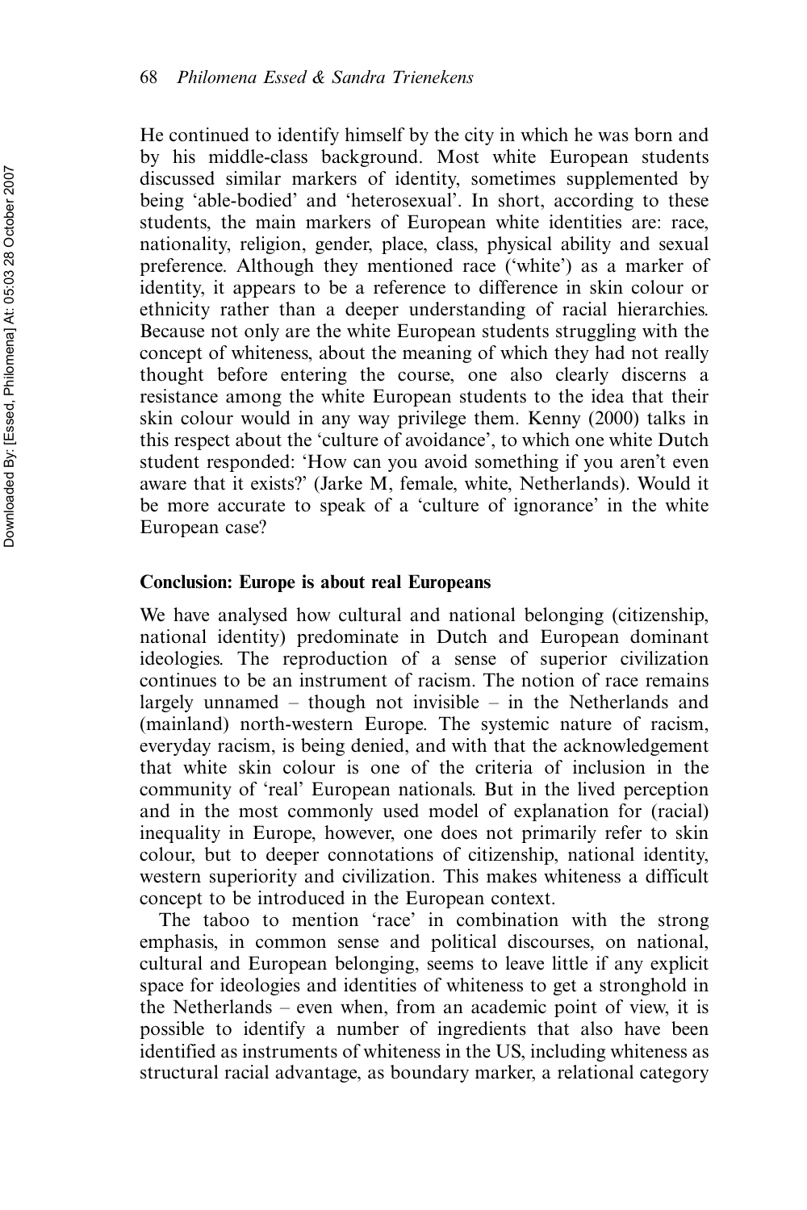He continued to identify himself by the city in which he was born and by his middle-class background. Most white European students discussed similar markers of identity, sometimes supplemented by being 'able-bodied' and 'heterosexual'. In short, according to these students, the main markers of European white identities are: race, nationality, religion, gender, place, class, physical ability and sexual preference. Although they mentioned race ('white') as a marker of identity, it appears to be a reference to difference in skin colour or ethnicity rather than a deeper understanding of racial hierarchies. Because not only are the white European students struggling with the concept of whiteness, about the meaning of which they had not really thought before entering the course, one also clearly discerns a resistance among the white European students to the idea that their skin colour would in any way privilege them. Kenny (2000) talks in this respect about the 'culture of avoidance', to which one white Dutch student responded: 'How can you avoid something if you aren't even aware that it exists?' (Jarke M, female, white, Netherlands). Would it be more accurate to speak of a 'culture of ignorance' in the white European case?

## Conclusion: Europe is about real Europeans

We have analysed how cultural and national belonging (citizenship, national identity) predominate in Dutch and European dominant ideologies. The reproduction of a sense of superior civilization continues to be an instrument of racism. The notion of race remains largely unnamed – though not invisible – in the Netherlands and (mainland) north-western Europe. The systemic nature of racism, everyday racism, is being denied, and with that the acknowledgement that white skin colour is one of the criteria of inclusion in the community of 'real' European nationals. But in the lived perception and in the most commonly used model of explanation for (racial) inequality in Europe, however, one does not primarily refer to skin colour, but to deeper connotations of citizenship, national identity, western superiority and civilization. This makes whiteness a difficult concept to be introduced in the European context.

The taboo to mention 'race' in combination with the strong emphasis, in common sense and political discourses, on national, cultural and European belonging, seems to leave little if any explicit space for ideologies and identities of whiteness to get a stronghold in the Netherlands – even when, from an academic point of view, it is possible to identify a number of ingredients that also have been identified as instruments of whiteness in the US, including whiteness as structural racial advantage, as boundary marker, a relational category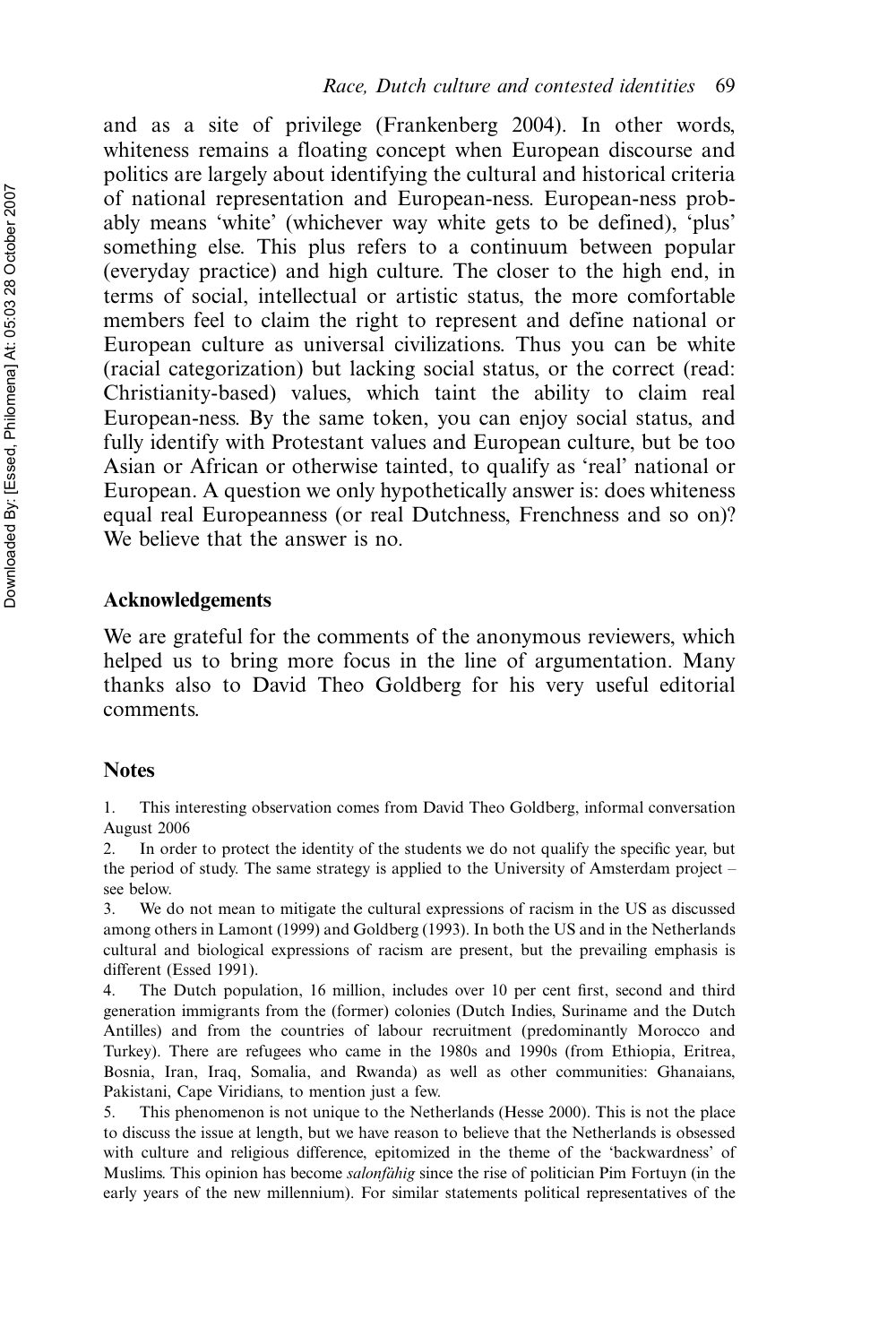and as a site of privilege (Frankenberg 2004). In other words, whiteness remains a floating concept when European discourse and politics are largely about identifying the cultural and historical criteria of national representation and European-ness. European-ness probably means 'white' (whichever way white gets to be defined), 'plus' something else. This plus refers to a continuum between popular (everyday practice) and high culture. The closer to the high end, in terms of social, intellectual or artistic status, the more comfortable members feel to claim the right to represent and define national or European culture as universal civilizations. Thus you can be white (racial categorization) but lacking social status, or the correct (read: Christianity-based) values, which taint the ability to claim real European-ness. By the same token, you can enjoy social status, and fully identify with Protestant values and European culture, but be too Asian or African or otherwise tainted, to qualify as 'real' national or European. A question we only hypothetically answer is: does whiteness equal real Europeanness (or real Dutchness, Frenchness and so on)? We believe that the answer is no.

## Acknowledgements

We are grateful for the comments of the anonymous reviewers, which helped us to bring more focus in the line of argumentation. Many thanks also to David Theo Goldberg for his very useful editorial comments.

## Notes

1. This interesting observation comes from David Theo Goldberg, informal conversation August 2006
2. In order to protect the identity of the students we do not qualify the specific year, but the period of study. The same strategy is applied to the University of Amsterdam project – see below.
3. We do not mean to mitigate the cultural expressions of racism in the US as discussed among others in Lamont (1999) and Goldberg (1993). In both the US and in the Netherlands cultural and biological expressions of racism are present, but the prevailing emphasis is different (Essed 1991).
4. The Dutch population, 16 million, includes over 10 per cent first, second and third generation immigrants from the (former) colonies (Dutch Indies, Suriname and the Dutch Antilles) and from the countries of labour recruitment (predominantly Morocco and Turkey). There are refugees who came in the 1980s and 1990s (from Ethiopia, Eritrea, Bosnia, Iran, Iraq, Somalia, and Rwanda) as well as other communities: Ghanaians, Pakistani, Cape Viridians, to mention just a few.
5. This phenomenon is not unique to the Netherlands (Hesse 2000). This is not the place to discuss the issue at length, but we have reason to believe that the Netherlands is obsessed with culture and religious difference, epitomized in the theme of the 'backwardness' of Muslims. This opinion has become *salonfähig* since the rise of politician Pim Fortuyn (in the early years of the new millennium). For similar statements political representatives of the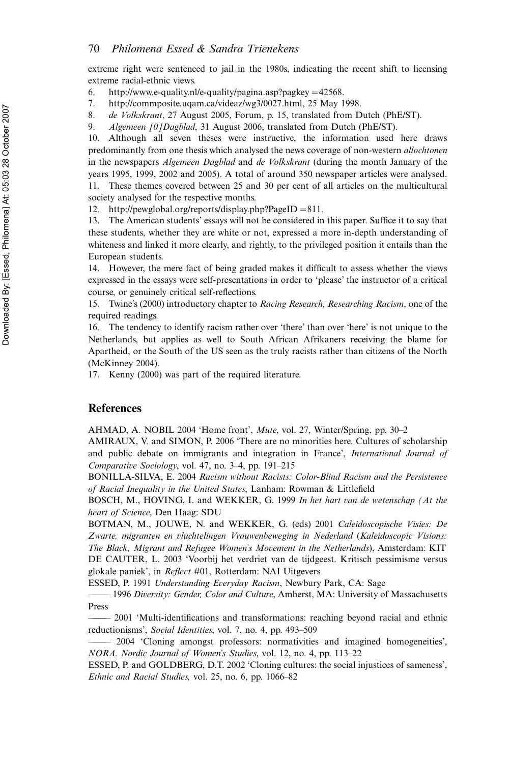extreme right were sentenced to jail in the 1980s, indicating the recent shift to licensing extreme racial-ethnic views.

6. http://www.e-quality.nl/e-quality/pagina.asp?pagkey =42568.
7. http://commposite.uqam.ca/videaz/wg3/0027.html, 25 May 1998.
8. *de Volkskrant*, 27 August 2005, Forum, p. 15, translated from Dutch (PhE/ST).
9. *Algemeen [0]Dagblad*, 31 August 2006, translated from Dutch (PhE/ST).
10. Although all seven theses were instructive, the information used here draws predominantly from one thesis which analysed the news coverage of non-western *allochtonen* in the newspapers *Algemeen Dagblad* and *de Volkskrant* (during the month January of the years 1995, 1999, 2002 and 2005). A total of around 350 newspaper articles were analysed.
11. These themes covered between 25 and 30 per cent of all articles on the multicultural society analysed for the respective months.
12. http://pewglobal.org/reports/display.php?PageID =811.
13. The American students' essays will not be considered in this paper. Suffice it to say that these students, whether they are white or not, expressed a more in-depth understanding of whiteness and linked it more clearly, and rightly, to the privileged position it entails than the European students.
14. However, the mere fact of being graded makes it difficult to assess whether the views expressed in the essays were self-presentations in order to 'please' the instructor of a critical course, or genuinely critical self-reflections.
15. Twine's (2000) introductory chapter to *Racing Research, Researching Racism*, one of the required readings.
16. The tendency to identify racism rather over 'there' than over 'here' is not unique to the Netherlands, but applies as well to South African Afrikaners receiving the blame for Apartheid, or the South of the US seen as the truly racists rather than citizens of the North (McKinney 2004).
17. Kenny (2000) was part of the required literature.

## References

AHMAD, A. NOBIL 2004 'Home front', *Mute*, vol. 27, Winter/Spring, pp. 30–2

AMIRAUX, V. and SIMON, P. 2006 'There are no minorities here. Cultures of scholarship and public debate on immigrants and integration in France', *International Journal of Comparative Sociology*, vol. 47, no. 3–4, pp. 191–215

BONILLA-SILVA, E. 2004 *Racism without Racists: Color-Blind Racism and the Persistence of Racial Inequality in the United States*, Lanham: Rowman & Littlefield

BOSCH, M., HOVING, I. and WEKKER, G. 1999 *In het hart van de wetenschap (At the heart of Science*, Den Haag: SDU

BOTMAN, M., JOUWE, N. and WEKKER, G. (eds) 2001 *Caleidoscopische Visies: De Zwarte, migranten en vluchtelingen Vrouwenbeweging in Nederland* (*Kaleidoscopic Visions: The Black, Migrant and Refugee Women's Movement in the Netherlands*), Amsterdam: KIT

DE CAUTER, L. 2003 'Voorbij het verdriet van de tijdgeest. Kritisch pessimisme versus glokale paniek', in *Reflect* #01, Rotterdam: NAI Uitgevers

ESSED, P. 1991 *Understanding Everyday Racism*, Newbury Park, CA: Sage

—— 1996 *Diversity: Gender, Color and Culture*, Amherst, MA: University of Massachusetts Press

—— 2001 'Multi-identifications and transformations: reaching beyond racial and ethnic reductionisms', *Social Identities*, vol. 7, no. 4, pp. 493–509

—— 2004 'Cloning amongst professors: normativities and imagined homogeneities', *NORA. Nordic Journal of Women's Studies*, vol. 12, no. 4, pp. 113–22

ESSED, P. and GOLDBERG, D.T. 2002 'Cloning cultures: the social injustices of sameness', *Ethnic and Racial Studies,* vol. 25, no. 6, pp. 1066–82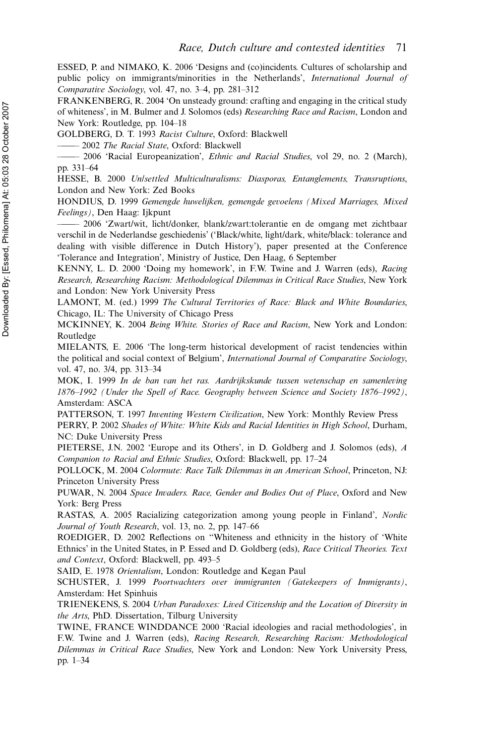ESSED, P. and NIMAKO, K. 2006 'Designs and (co)incidents. Cultures of scholarship and public policy on immigrants/minorities in the Netherlands', *International Journal of Comparative Sociology*, vol. 47, no. 3–4, pp. 281–312

FRANKENBERG, R. 2004 'On unsteady ground: crafting and engaging in the critical study of whiteness', in M. Bulmer and J. Solomos (eds) *Researching Race and Racism*, London and New York: Routledge, pp. 104–18

GOLDBERG, D. T. 1993 *Racist Culture*, Oxford: Blackwell

—— 2002 *The Racial State*, Oxford: Blackwell

—— 2006 'Racial Europeanization', *Ethnic and Racial Studies*, vol 29, no. 2 (March), pp. 331–64

HESSE, B. 2000 *Un/settled Multiculturalisms: Diasporas, Entanglements, Transruptions*, London and New York: Zed Books

HONDIUS, D. 1999 *Gemengde huwelijken, gemengde gevoelens (Mixed Marriages, Mixed Feelings)*, Den Haag: Ijkpunt

—— 2006 'Zwart/wit, licht/donker, blank/zwart:tolerantie en de omgang met zichtbaar verschil in de Nederlandse geschiedenis' ('Black/white, light/dark, white/black: tolerance and dealing with visible difference in Dutch History'), paper presented at the Conference 'Tolerance and Integration', Ministry of Justice, Den Haag, 6 September

KENNY, L. D. 2000 'Doing my homework', in F.W. Twine and J. Warren (eds), *Racing Research, Researching Racism: Methodological Dilemmas in Critical Race Studies*, New York and London: New York University Press

LAMONT, M. (ed.) 1999 *The Cultural Territories of Race: Black and White Boundaries*, Chicago, IL: The University of Chicago Press

MCKINNEY, K. 2004 *Being White. Stories of Race and Racism*, New York and London: Routledge

MIELANTS, E. 2006 'The long-term historical development of racist tendencies within the political and social context of Belgium', *International Journal of Comparative Sociology*, vol. 47, no. 3/4, pp. 313–34

MOK, I. 1999 *In de ban van het ras. Aardrijkskunde tussen wetenschap en samenleving 1876–1992 (Under the Spell of Race. Geography between Science and Society 1876–1992)*, Amsterdam: ASCA

PATTERSON, T. 1997 *Inventing Western Civilization*, New York: Monthly Review Press

PERRY, P. 2002 *Shades of White: White Kids and Racial Identities in High School*, Durham, NC: Duke University Press

PIETERSE, J.N. 2002 'Europe and its Others', in D. Goldberg and J. Solomos (eds), *A Companion to Racial and Ethnic Studies*, Oxford: Blackwell, pp. 17–24

POLLOCK, M. 2004 *Colormute: Race Talk Dilemmas in an American School*, Princeton, NJ: Princeton University Press

PUWAR, N. 2004 *Space Invaders. Race, Gender and Bodies Out of Place*, Oxford and New York: Berg Press

RASTAS, A. 2005 Racializing categorization among young people in Finland', *Nordic Journal of Youth Research*, vol. 13, no. 2, pp. 147–66

ROEDIGER, D. 2002 Reflections on "Whiteness and ethnicity in the history of 'White Ethnics' in the United States, in P. Essed and D. Goldberg (eds), *Race Critical Theories. Text and Context*, Oxford: Blackwell, pp. 493–5

SAID, E. 1978 *Orientalism*, London: Routledge and Kegan Paul

SCHUSTER, J. 1999 *Poortwachters over immigranten (Gatekeepers of Immigrants)*, Amsterdam: Het Spinhuis

TRIENEKENS, S. 2004 *Urban Paradoxes: Lived Citizenship and the Location of Diversity in the Arts*, PhD. Dissertation, Tilburg University

TWINE, FRANCE WINDDANCE 2000 'Racial ideologies and racial methodologies', in F.W. Twine and J. Warren (eds), *Racing Research, Researching Racism: Methodological Dilemmas in Critical Race Studies*, New York and London: New York University Press, pp. 1–34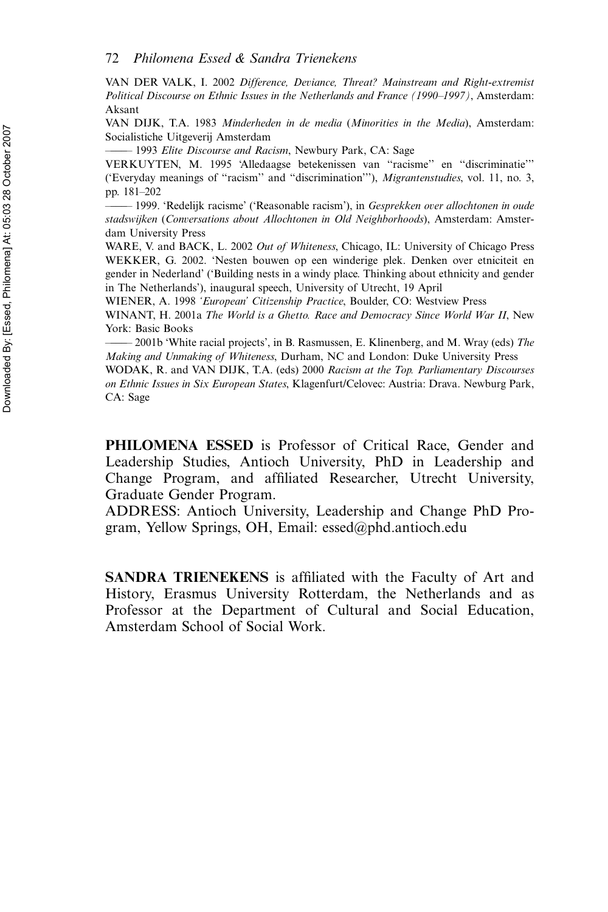VAN DER VALK, I. 2002 *Difference, Deviance, Threat? Mainstream and Right-extremist Political Discourse on Ethnic Issues in the Netherlands and France (1990–1997)*, Amsterdam: Aksant

VAN DIJK, T.A. 1983 *Minderheden in de media* (*Minorities in the Media*), Amsterdam: Socialistiche Uitgeverij Amsterdam

—— 1993 *Elite Discourse and Racism*, Newbury Park, CA: Sage

VERKUYTEN, M. 1995 'Alledaagse betekenissen van ''racisme'' en ''discriminatie''' ('Everyday meanings of ''racism'' and ''discrimination'''), *Migrantenstudies*, vol. 11, no. 3, pp. 181–202

—— 1999. 'Redelijk racisme' ('Reasonable racism'), in *Gesprekken over allochtonen in oude stadswijken* (*Conversations about Allochtonen in Old Neighborhoods*), Amsterdam: Amsterdam University Press

WARE, V. and BACK, L. 2002 *Out of Whiteness*, Chicago, IL: University of Chicago Press

WEKKER, G. 2002. 'Nesten bouwen op een winderige plek. Denken over etniciteit en gender in Nederland' ('Building nests in a windy place. Thinking about ethnicity and gender in The Netherlands'), inaugural speech, University of Utrecht, 19 April

WIENER, A. 1998 *'European' Citizenship Practice*, Boulder, CO: Westview Press

WINANT, H. 2001a *The World is a Ghetto. Race and Democracy Since World War II*, New York: Basic Books

—— 2001b 'White racial projects', in B. Rasmussen, E. Klinenberg, and M. Wray (eds) *The Making and Unmaking of Whiteness*, Durham, NC and London: Duke University Press

WODAK, R. and VAN DIJK, T.A. (eds) 2000 *Racism at the Top. Parliamentary Discourses on Ethnic Issues in Six European States*, Klagenfurt/Celovec: Austria: Drava. Newburg Park, CA: Sage

**PHILOMENA ESSED** is Professor of Critical Race, Gender and Leadership Studies, Antioch University, PhD in Leadership and Change Program, and affiliated Researcher, Utrecht University, Graduate Gender Program.

ADDRESS: Antioch University, Leadership and Change PhD Program, Yellow Springs, OH, Email: essed@phd.antioch.edu

**SANDRA TRIENEKENS** is affiliated with the Faculty of Art and History, Erasmus University Rotterdam, the Netherlands and as Professor at the Department of Cultural and Social Education, Amsterdam School of Social Work.